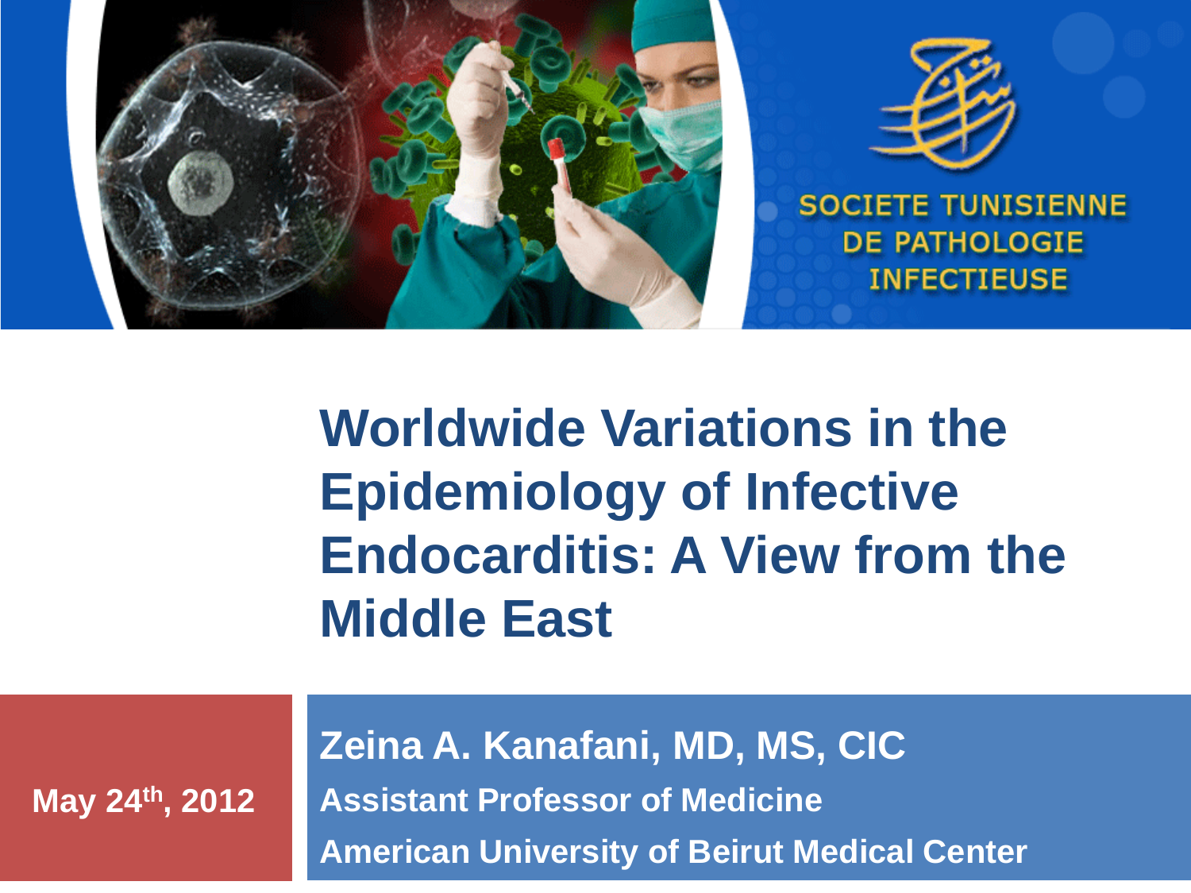SOCIETE TUNISIENNE DE PATHOLOGIE INFECTIEUSE

# Worldwide Variations in the Epidemiology of Infective Endocarditis: A View from the Middle East

May 24th, 2012

**Zeina A. Kanafani, MD, MS, CIC**

**Assistant Professor of Medicine**

**American University of Beirut Medical Center**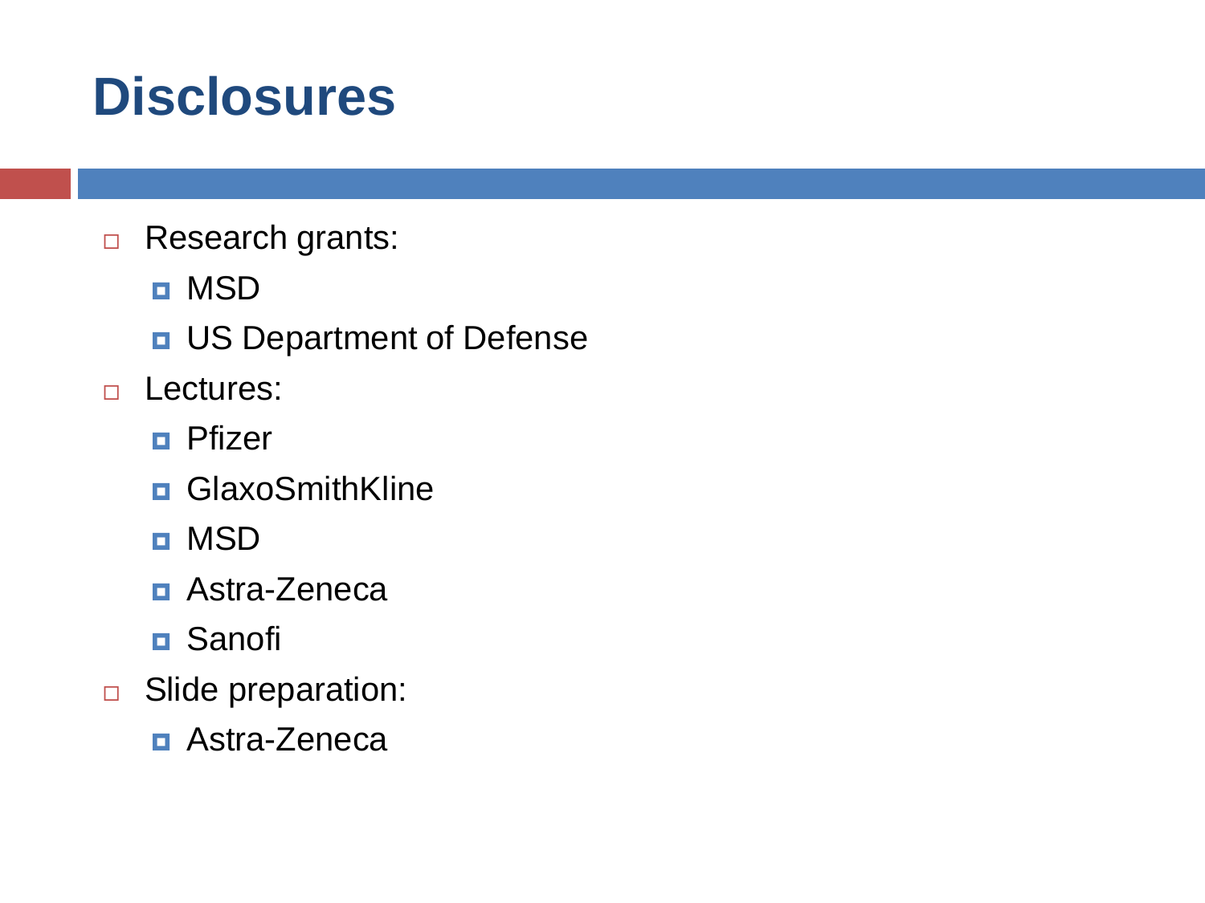# Disclosures

- Research grants:
  - MSD
  - US Department of Defense
- Lectures:
  - Pfizer
  - GlaxoSmithKline
  - MSD
  - Astra-Zeneca
  - Sanofi
- Slide preparation:
  - Astra-Zeneca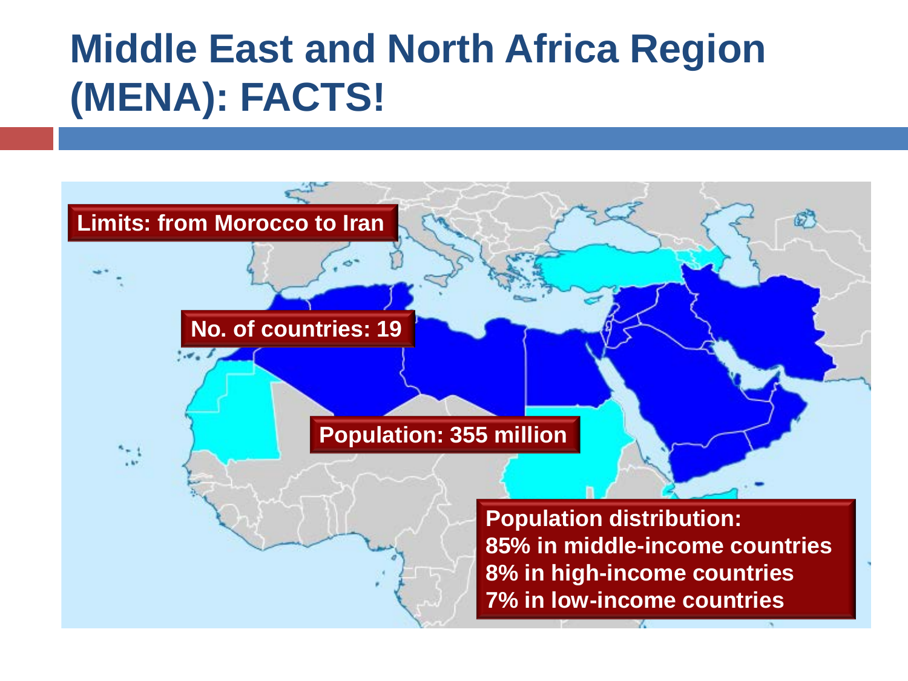# Middle East and North Africa Region (MENA): FACTS!

Limits: from Morocco to Iran

No. of countries: 19

Population: 355 million

Population distribution:
85% in middle-income countries
8% in high-income countries
7% in low-income countries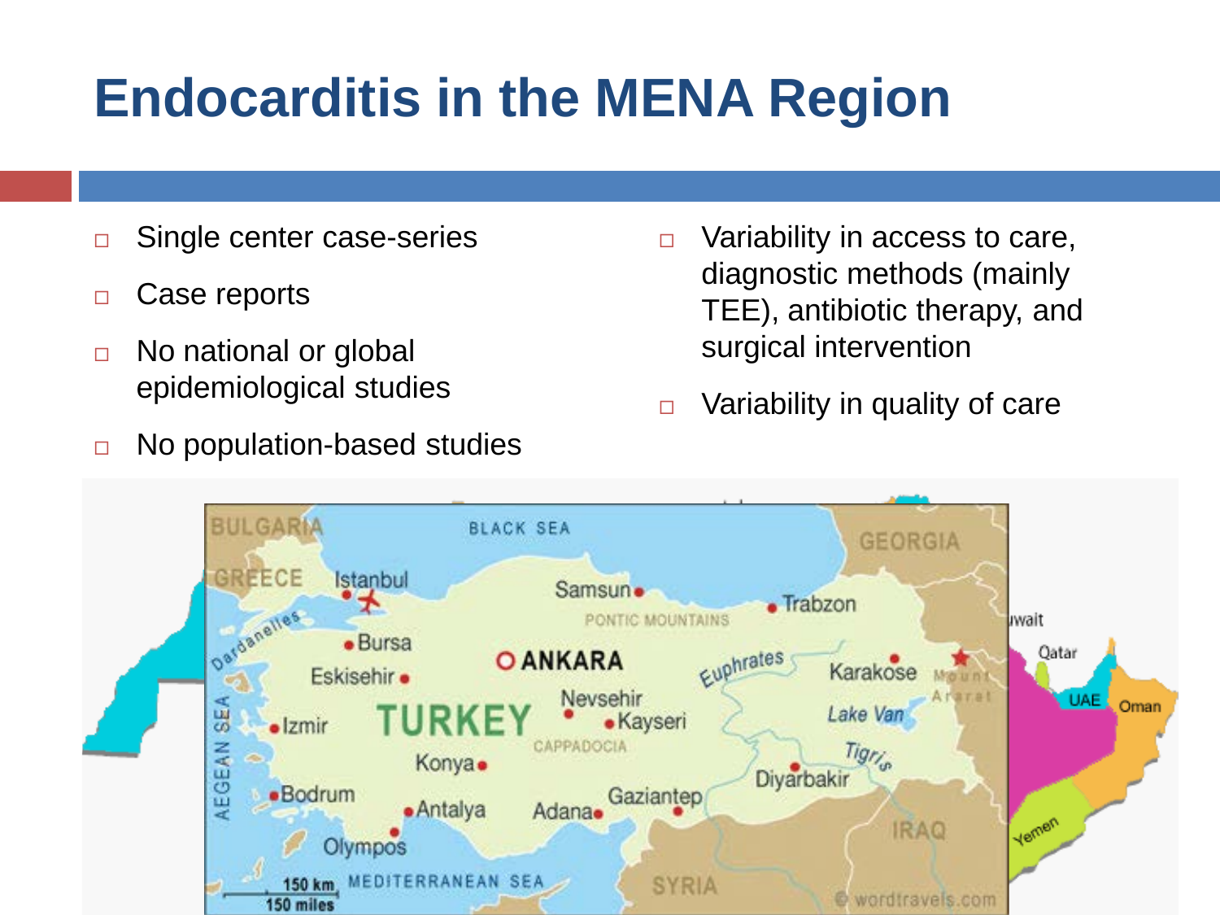# Endocarditis in the MENA Region

- Single center case-series
- Case reports
- No national or global epidemiological studies
- No population-based studies
- Variability in access to care, diagnostic methods (mainly TEE), antibiotic therapy, and surgical intervention
- Variability in quality of care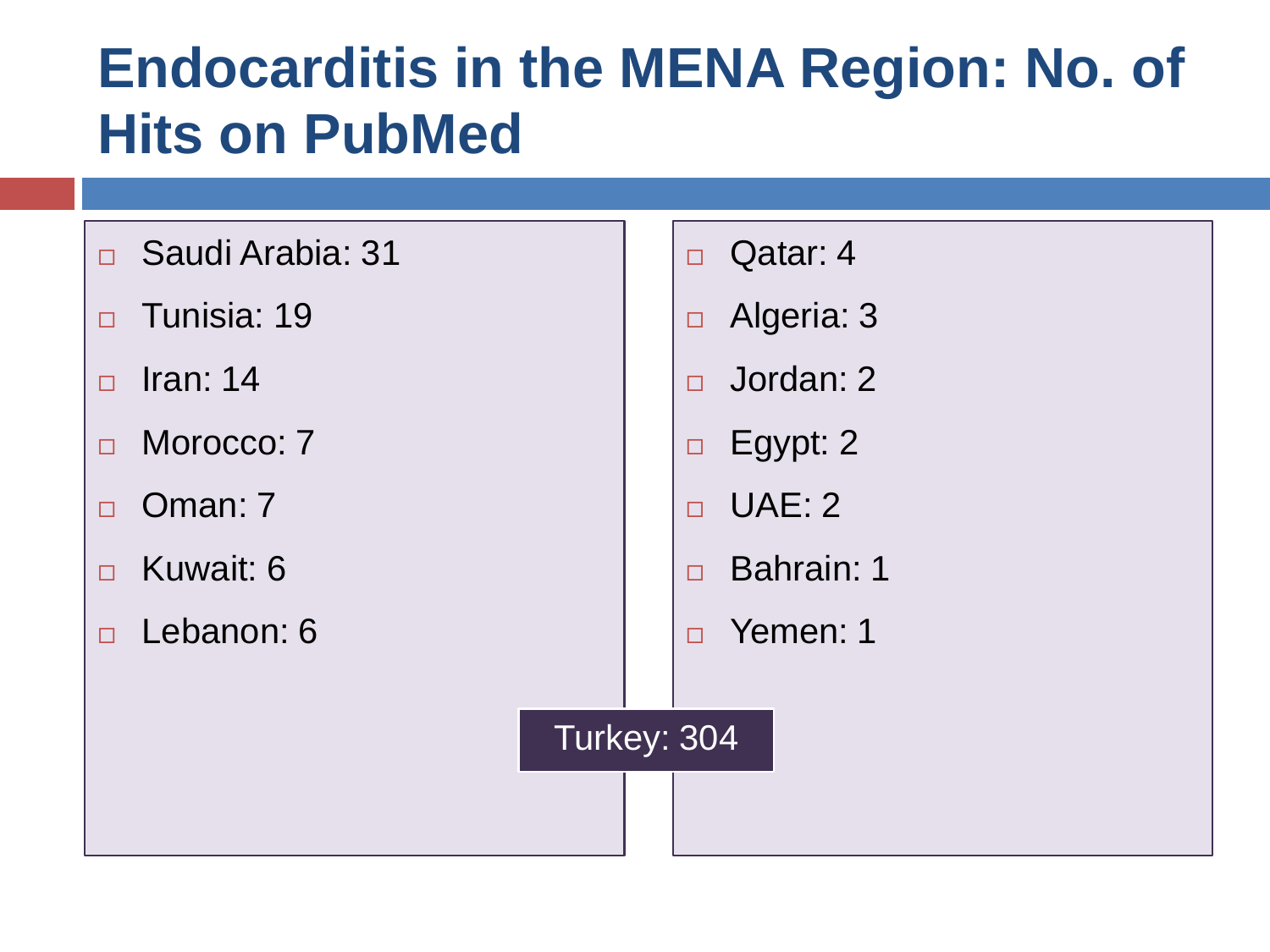# Endocarditis in the MENA Region: No. of Hits on PubMed

- Saudi Arabia: 31
- Tunisia: 19
- Iran: 14
- Morocco: 7
- Oman: 7
- Kuwait: 6
- Lebanon: 6

- Qatar: 4
- Algeria: 3
- Jordan: 2
- Egypt: 2
- UAE: 2
- Bahrain: 1
- Yemen: 1

Turkey: 304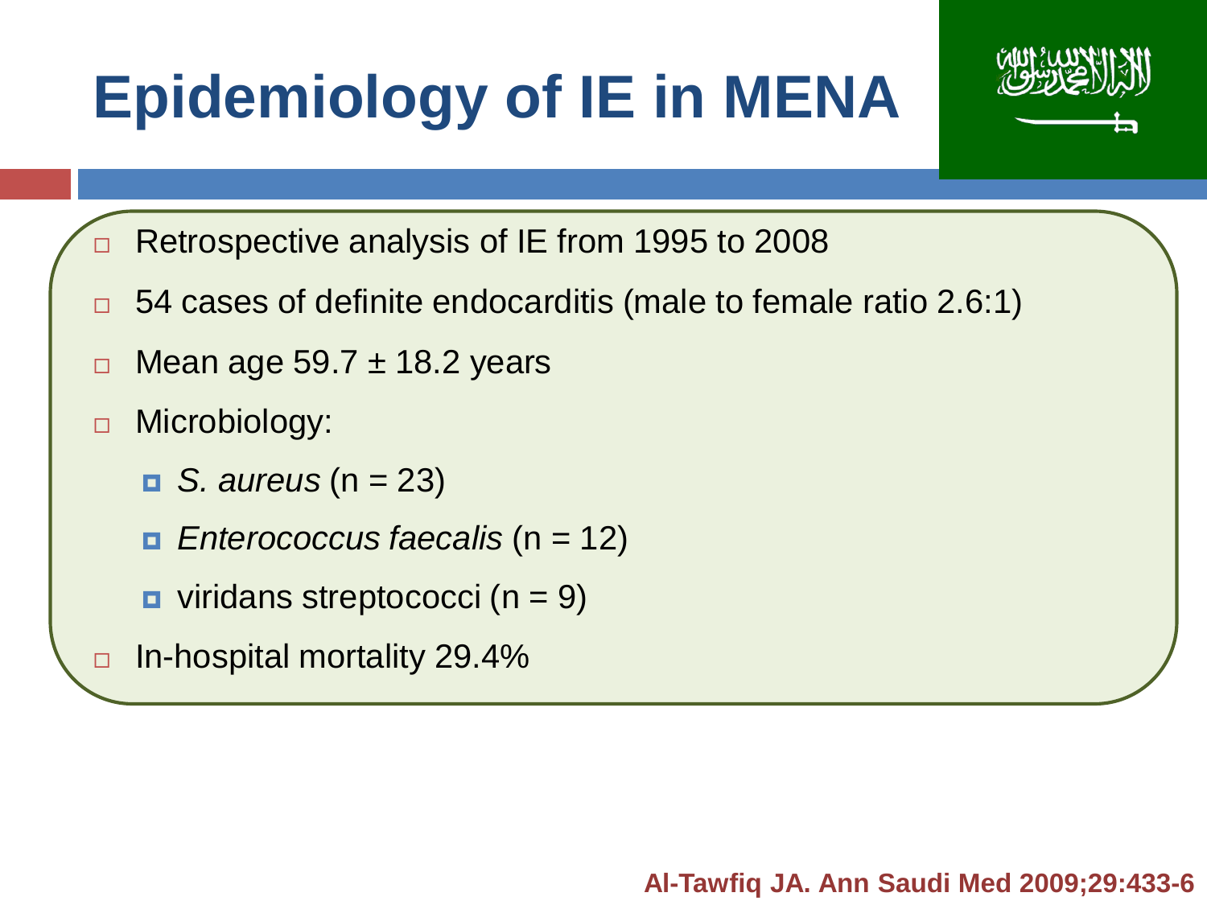# Epidemiology of IE in MENA

- Retrospective analysis of IE from 1995 to 2008
- 54 cases of definite endocarditis (male to female ratio 2.6:1)
- Mean age 59.7 ± 18.2 years
- Microbiology:
  - *S. aureus* (n = 23)
  - *Enterococcus faecalis* (n = 12)
  - viridans streptococci (n = 9)
- In-hospital mortality 29.4%

**Al-Tawfiq JA. Ann Saudi Med 2009;29:433-6**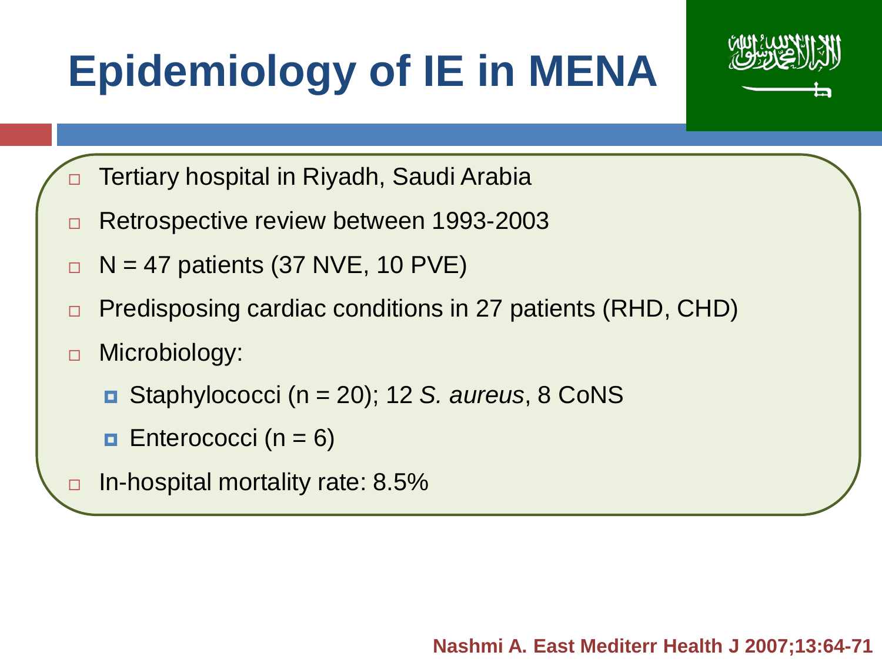# Epidemiology of IE in MENA

- Tertiary hospital in Riyadh, Saudi Arabia
- Retrospective review between 1993-2003
- N = 47 patients (37 NVE, 10 PVE)
- Predisposing cardiac conditions in 27 patients (RHD, CHD)
- Microbiology:
  - Staphylococci (n = 20); 12 *S. aureus*, 8 CoNS
  - Enterococci (n = 6)
- In-hospital mortality rate: 8.5%

**Nashmi A. East Mediterr Health J 2007;13:64-71**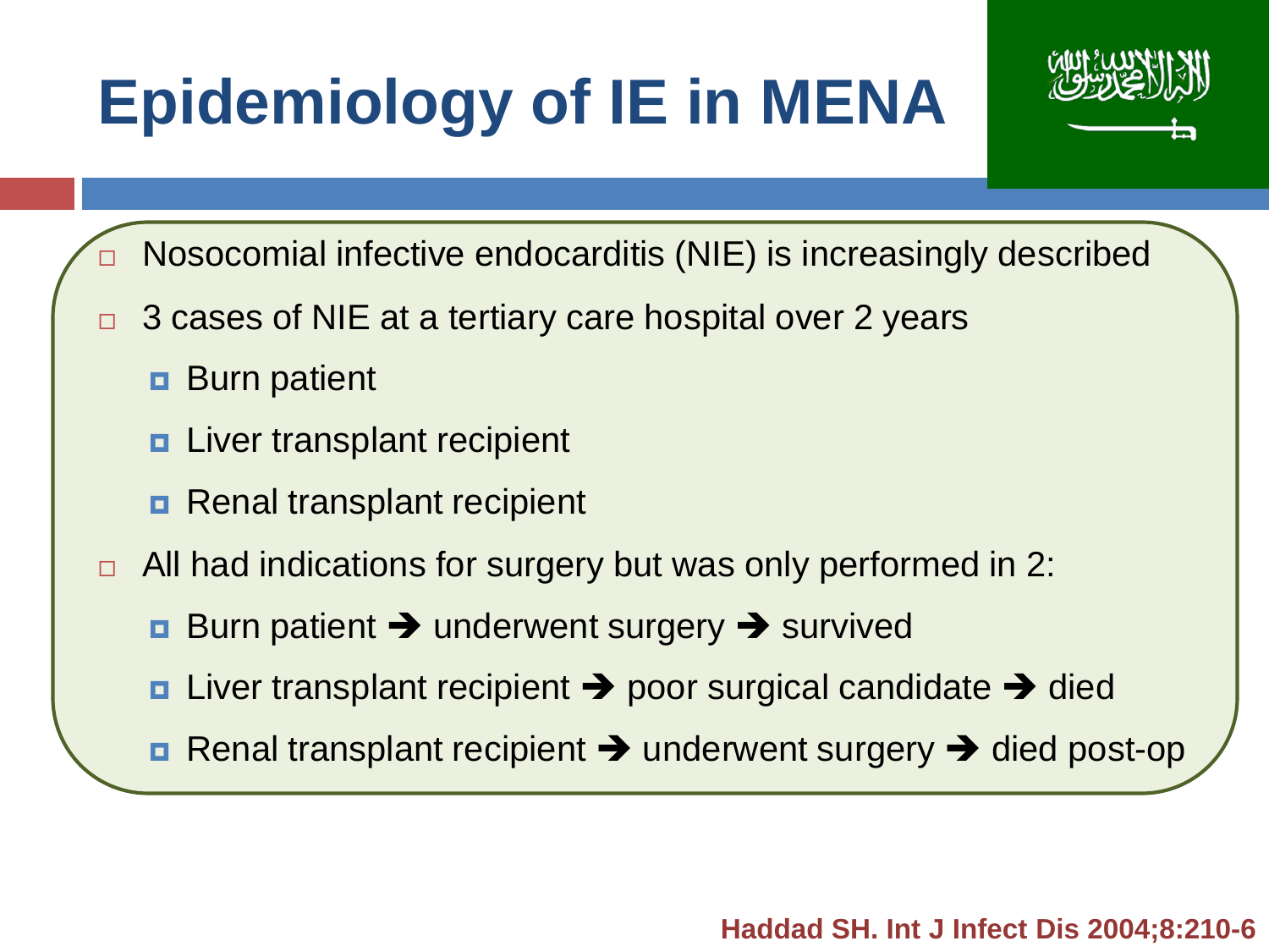# Epidemiology of IE in MENA

- Nosocomial infective endocarditis (NIE) is increasingly described
- 3 cases of NIE at a tertiary care hospital over 2 years
  - Burn patient
  - Liver transplant recipient
  - Renal transplant recipient
- All had indications for surgery but was only performed in 2:
  - Burn patient ➔ underwent surgery ➔ survived
  - Liver transplant recipient ➔ poor surgical candidate ➔ died
  - Renal transplant recipient ➔ underwent surgery ➔ died post-op

**Haddad SH. Int J Infect Dis 2004;8:210-6**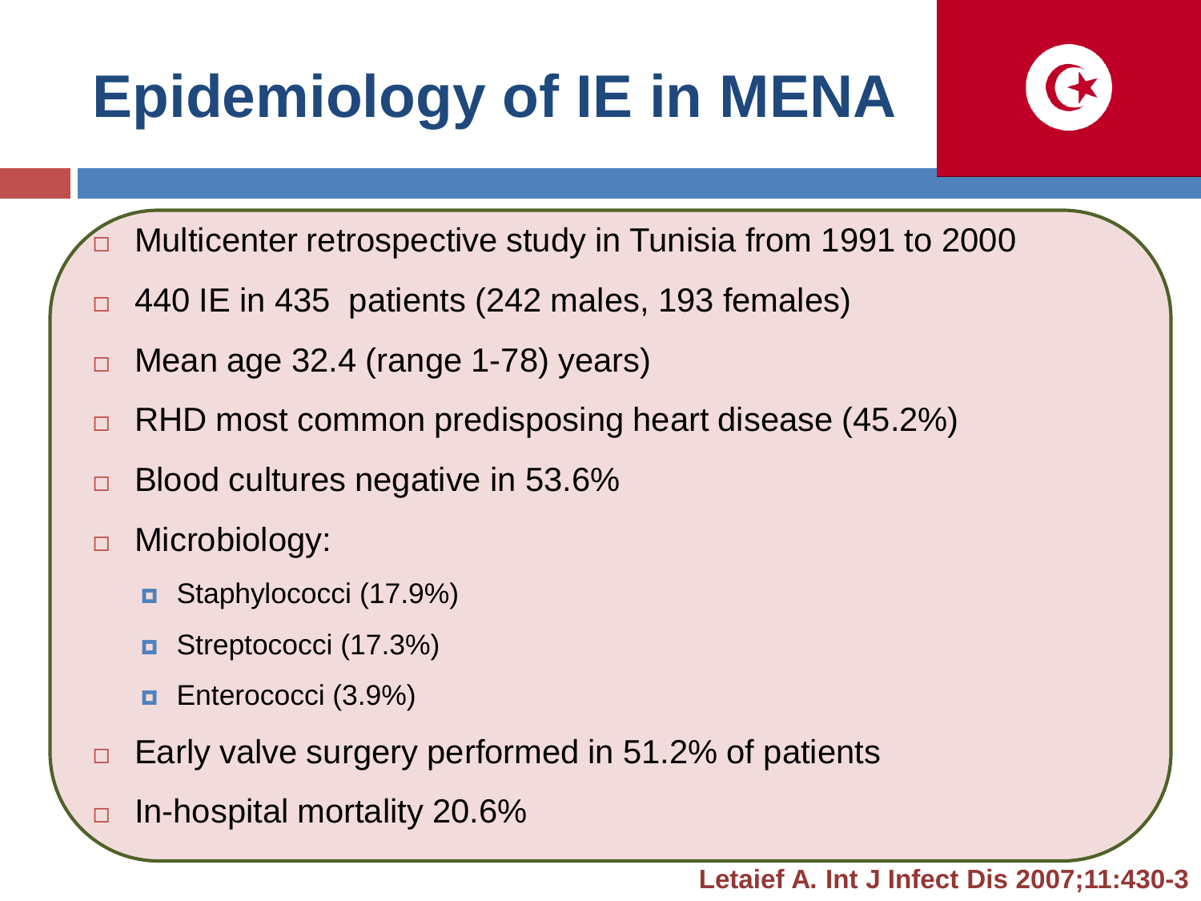# Epidemiology of IE in MENA

- Multicenter retrospective study in Tunisia from 1991 to 2000
- 440 IE in 435 patients (242 males, 193 females)
- Mean age 32.4 (range 1-78) years)
- RHD most common predisposing heart disease (45.2%)
- Blood cultures negative in 53.6%
- Microbiology:
  - Staphylococci (17.9%)
  - Streptococci (17.3%)
  - Enterococci (3.9%)
- Early valve surgery performed in 51.2% of patients
- In-hospital mortality 20.6%

**Letaief A. Int J Infect Dis 2007;11:430-3**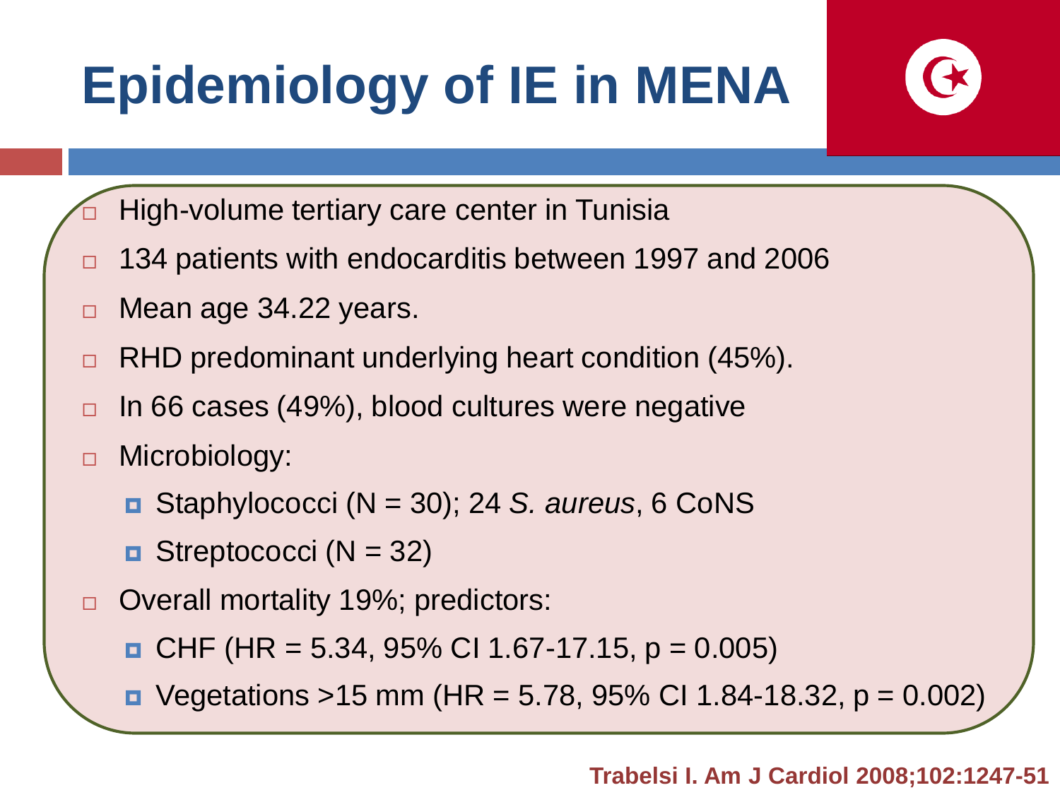# Epidemiology of IE in MENA

- High-volume tertiary care center in Tunisia
- 134 patients with endocarditis between 1997 and 2006
- Mean age 34.22 years.
- RHD predominant underlying heart condition (45%).
- In 66 cases (49%), blood cultures were negative
- Microbiology:
  - Staphylococci (N = 30); 24 *S. aureus*, 6 CoNS
  - Streptococci (N = 32)
- Overall mortality 19%; predictors:
  - CHF (HR = 5.34, 95% CI 1.67-17.15, p = 0.005)
  - Vegetations >15 mm (HR = 5.78, 95% CI 1.84-18.32, p = 0.002)

**Trabelsi I. Am J Cardiol 2008;102:1247-51**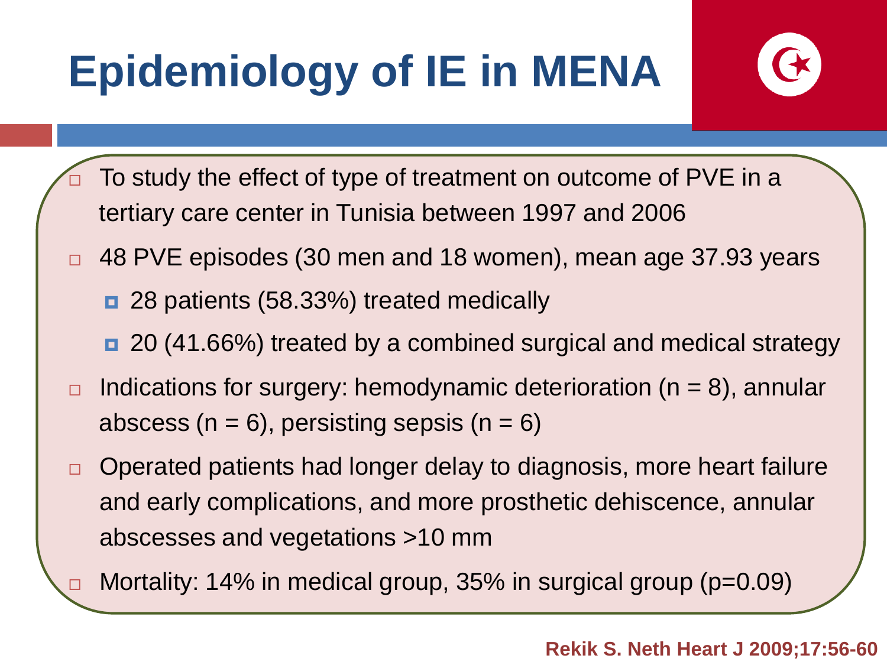# Epidemiology of IE in MENA

- To study the effect of type of treatment on outcome of PVE in a tertiary care center in Tunisia between 1997 and 2006
- 48 PVE episodes (30 men and 18 women), mean age 37.93 years
  - 28 patients (58.33%) treated medically
  - 20 (41.66%) treated by a combined surgical and medical strategy
- Indications for surgery: hemodynamic deterioration (n = 8), annular abscess (n = 6), persisting sepsis (n = 6)
- Operated patients had longer delay to diagnosis, more heart failure and early complications, and more prosthetic dehiscence, annular abscesses and vegetations >10 mm
- Mortality: 14% in medical group, 35% in surgical group (p=0.09)

**Rekik S. Neth Heart J 2009;17:56-60**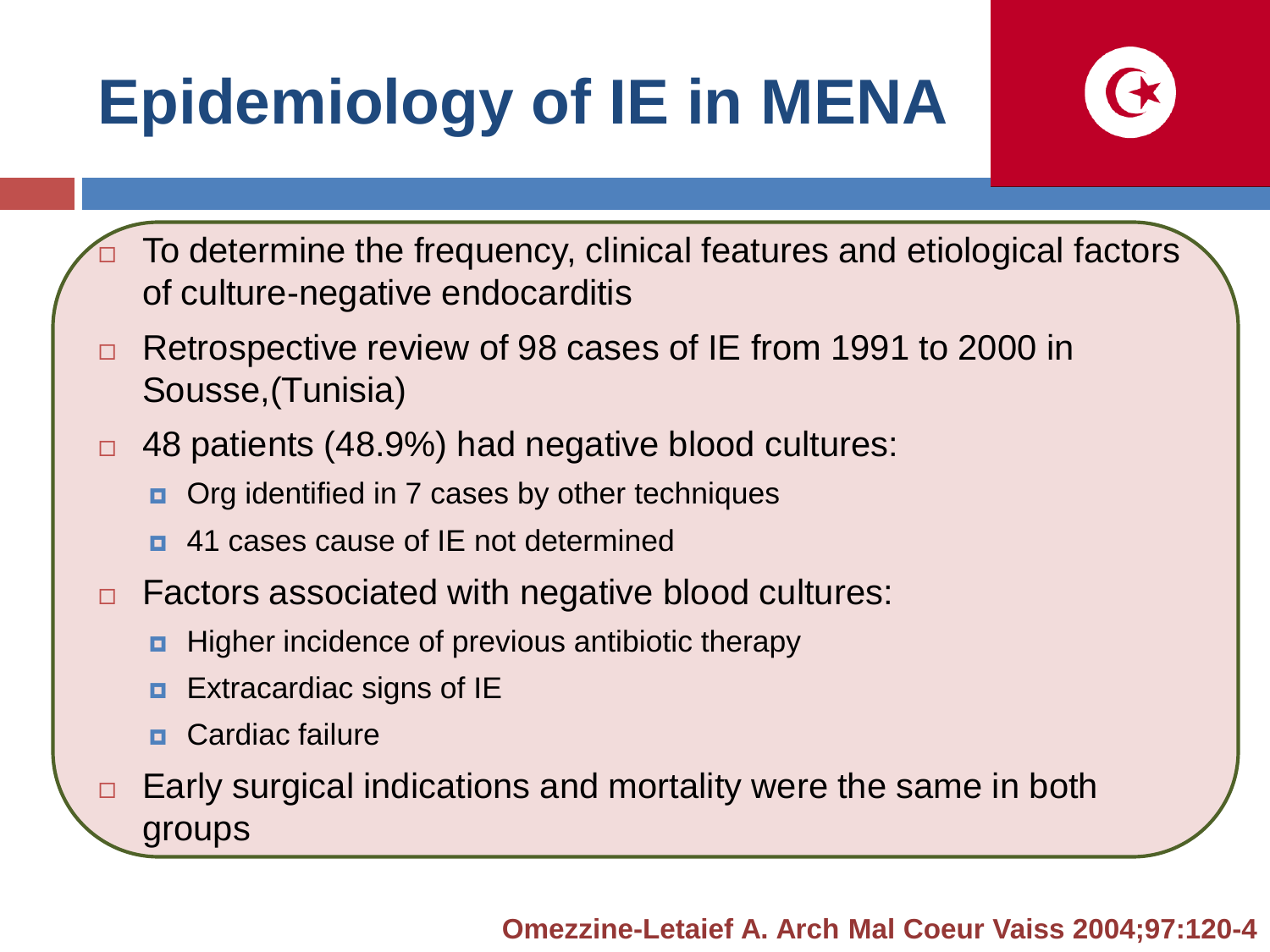# Epidemiology of IE in MENA

- To determine the frequency, clinical features and etiological factors of culture-negative endocarditis
- Retrospective review of 98 cases of IE from 1991 to 2000 in Sousse,(Tunisia)
- 48 patients (48.9%) had negative blood cultures:
  - Org identified in 7 cases by other techniques
  - 41 cases cause of IE not determined
- Factors associated with negative blood cultures:
  - Higher incidence of previous antibiotic therapy
  - Extracardiac signs of IE
  - Cardiac failure
- Early surgical indications and mortality were the same in both groups

**Omezzine-Letaief A. Arch Mal Coeur Vaiss 2004;97:120-4**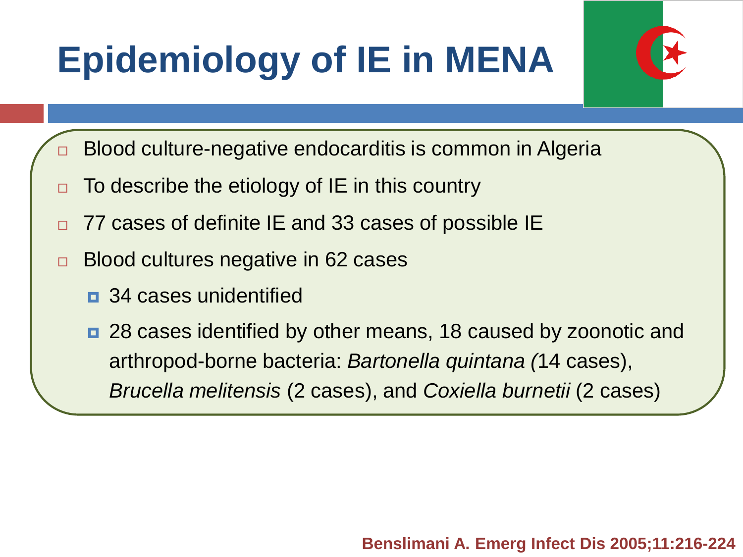# Epidemiology of IE in MENA

- Blood culture-negative endocarditis is common in Algeria
- To describe the etiology of IE in this country
- 77 cases of definite IE and 33 cases of possible IE
- Blood cultures negative in 62 cases
  - 34 cases unidentified
  - 28 cases identified by other means, 18 caused by zoonotic and arthropod-borne bacteria: *Bartonella quintana (*14 cases), *Brucella melitensis* (2 cases), and *Coxiella burnetii* (2 cases)

**Benslimani A. Emerg Infect Dis 2005;11:216-224**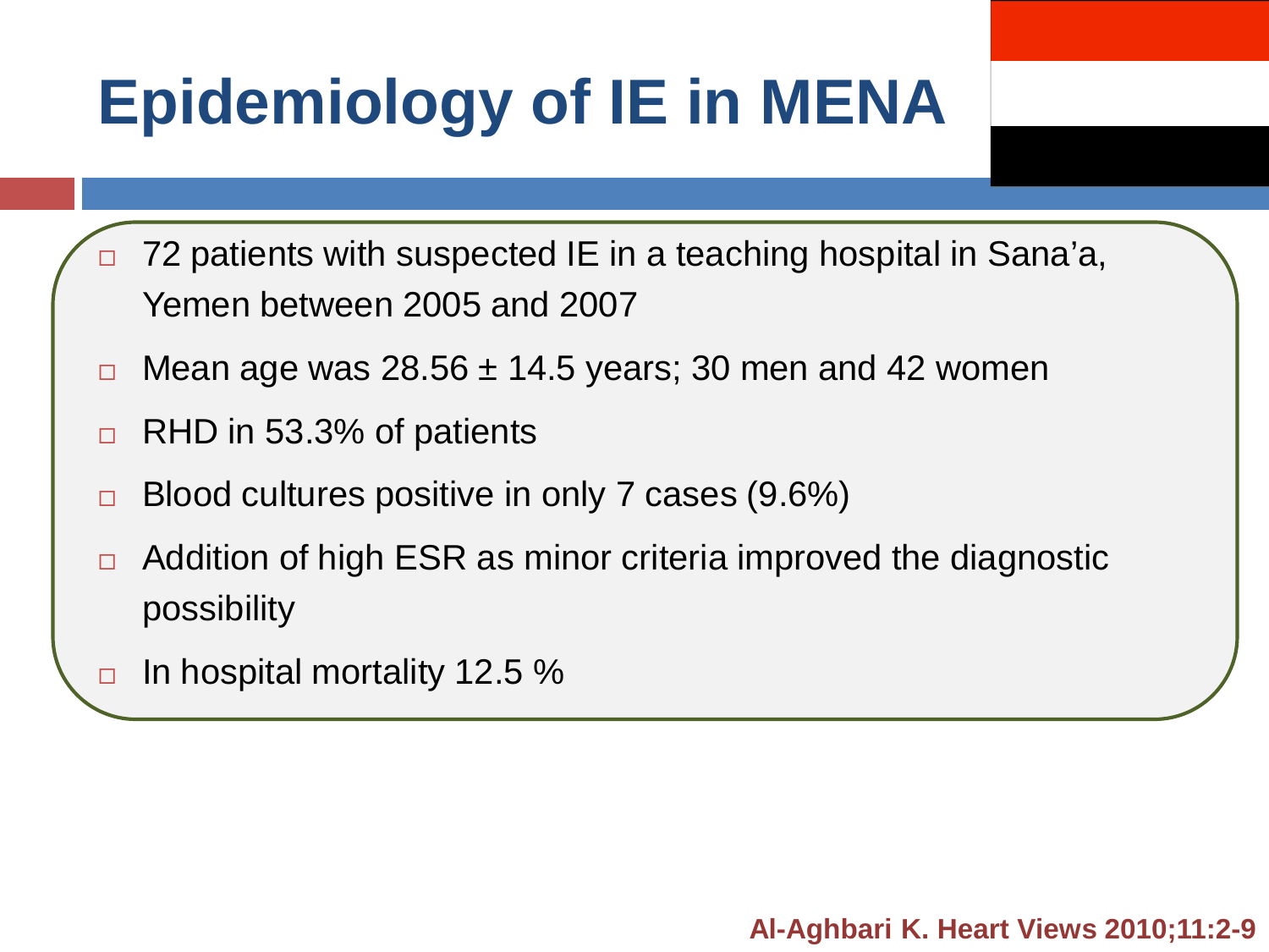# Epidemiology of IE in MENA

- 72 patients with suspected IE in a teaching hospital in Sana'a, Yemen between 2005 and 2007
- Mean age was 28.56 ± 14.5 years; 30 men and 42 women
- RHD in 53.3% of patients
- Blood cultures positive in only 7 cases (9.6%)
- Addition of high ESR as minor criteria improved the diagnostic possibility
- In hospital mortality 12.5 %

**Al-Aghbari K. Heart Views 2010;11:2-9**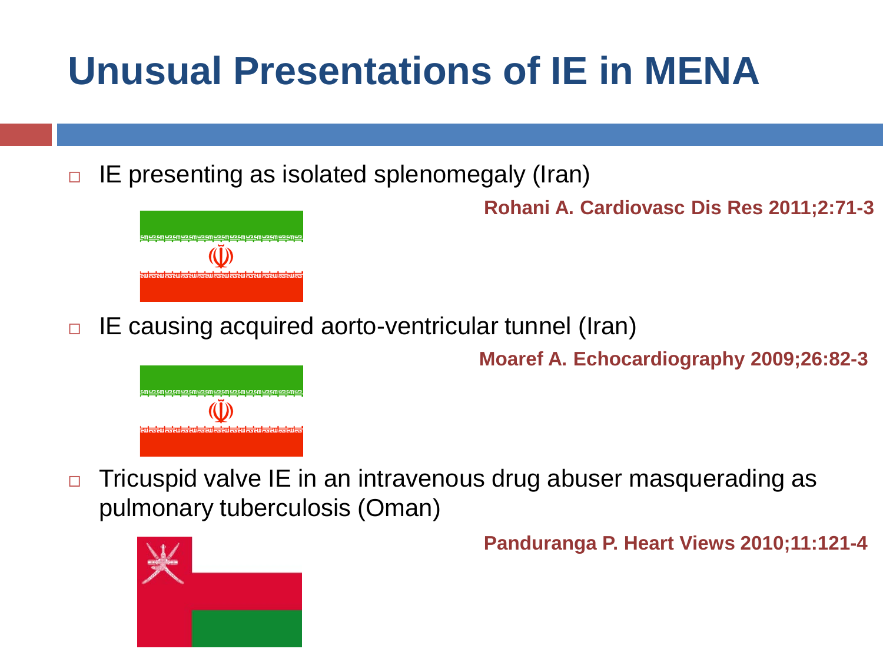# Unusual Presentations of IE in MENA

- IE presenting as isolated splenomegaly (Iran)

  **Rohani A. Cardiovasc Dis Res 2011;2:71-3**

- IE causing acquired aorto-ventricular tunnel (Iran)

  **Moaref A. Echocardiography 2009;26:82-3**

- Tricuspid valve IE in an intravenous drug abuser masquerading as pulmonary tuberculosis (Oman)

  **Panduranga P. Heart Views 2010;11:121-4**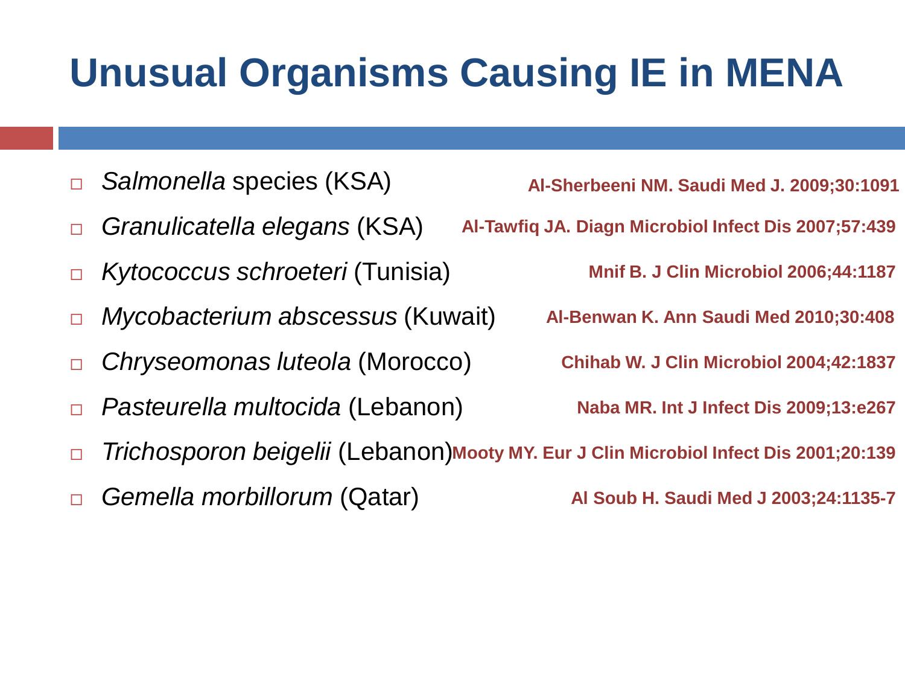# Unusual Organisms Causing IE in MENA

- *Salmonella* species (KSA) — **Al-Sherbeeni NM. Saudi Med J. 2009;30:1091**
- *Granulicatella elegans* (KSA) — **Al-Tawfiq JA. Diagn Microbiol Infect Dis 2007;57:439**
- *Kytococcus schroeteri* (Tunisia) — **Mnif B. J Clin Microbiol 2006;44:1187**
- *Mycobacterium abscessus* (Kuwait) — **Al-Benwan K. Ann Saudi Med 2010;30:408**
- *Chryseomonas luteola* (Morocco) — **Chihab W. J Clin Microbiol 2004;42:1837**
- *Pasteurella multocida* (Lebanon) — **Naba MR. Int J Infect Dis 2009;13:e267**
- *Trichosporon beigelii* (Lebanon) — **Mooty MY. Eur J Clin Microbiol Infect Dis 2001;20:139**
- *Gemella morbillorum* (Qatar) — **Al Soub H. Saudi Med J 2003;24:1135-7**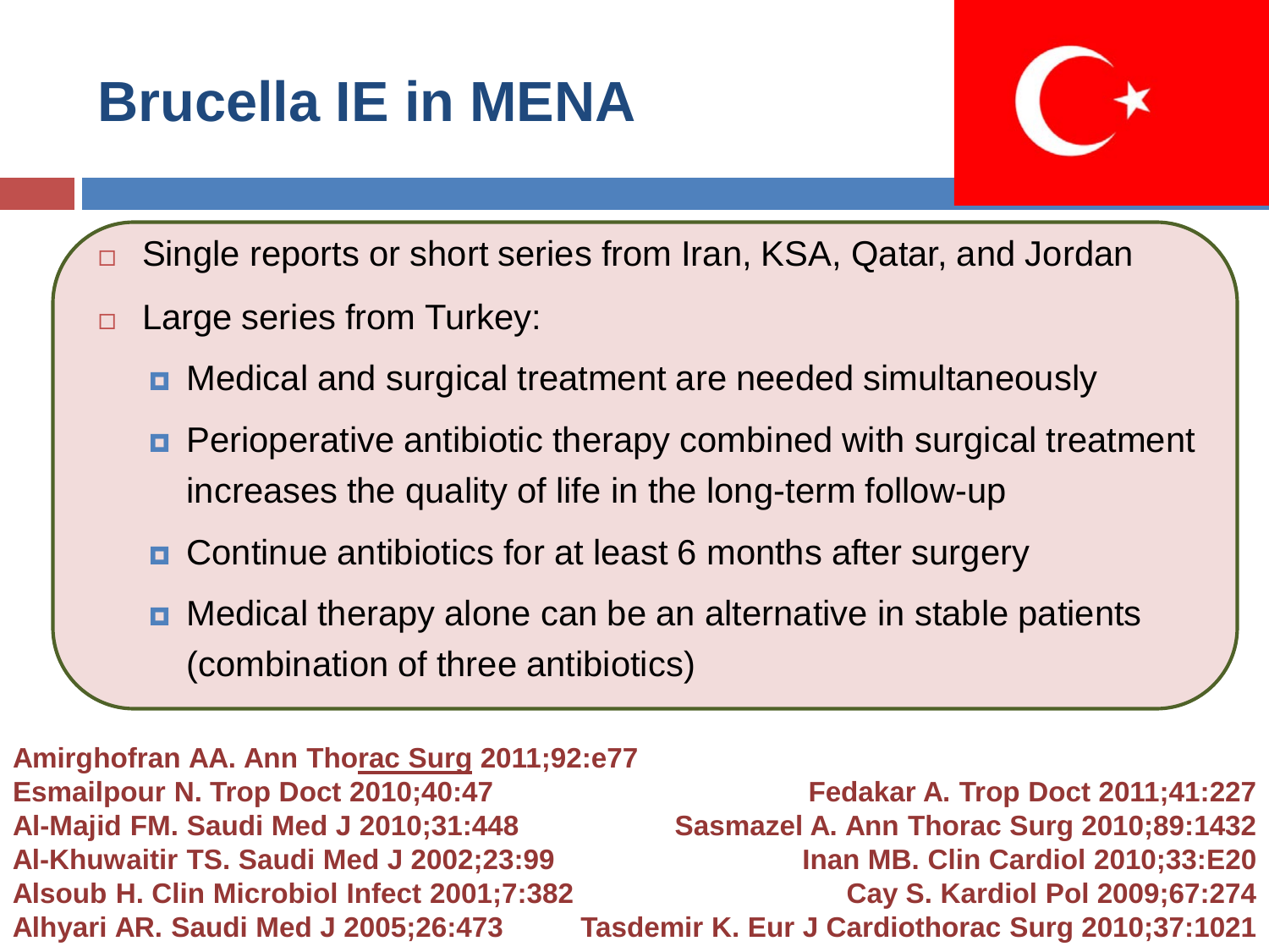# Brucella IE in MENA

- Single reports or short series from Iran, KSA, Qatar, and Jordan
- Large series from Turkey:
  - Medical and surgical treatment are needed simultaneously
  - Perioperative antibiotic therapy combined with surgical treatment increases the quality of life in the long-term follow-up
  - Continue antibiotics for at least 6 months after surgery
  - Medical therapy alone can be an alternative in stable patients (combination of three antibiotics)

**Amirghofran AA. Ann Thorac Surg 2011;92:e77**
**Esmailpour N. Trop Doct 2010;40:47**
**Al-Majid FM. Saudi Med J 2010;31:448**
**Al-Khuwaitir TS. Saudi Med J 2002;23:99**
**Alsoub H. Clin Microbiol Infect 2001;7:382**
**Alhyari AR. Saudi Med J 2005;26:473**

**Fedakar A. Trop Doct 2011;41:227**
**Sasmazel A. Ann Thorac Surg 2010;89:1432**
**Inan MB. Clin Cardiol 2010;33:E20**
**Cay S. Kardiol Pol 2009;67:274**
**Tasdemir K. Eur J Cardiothorac Surg 2010;37:1021**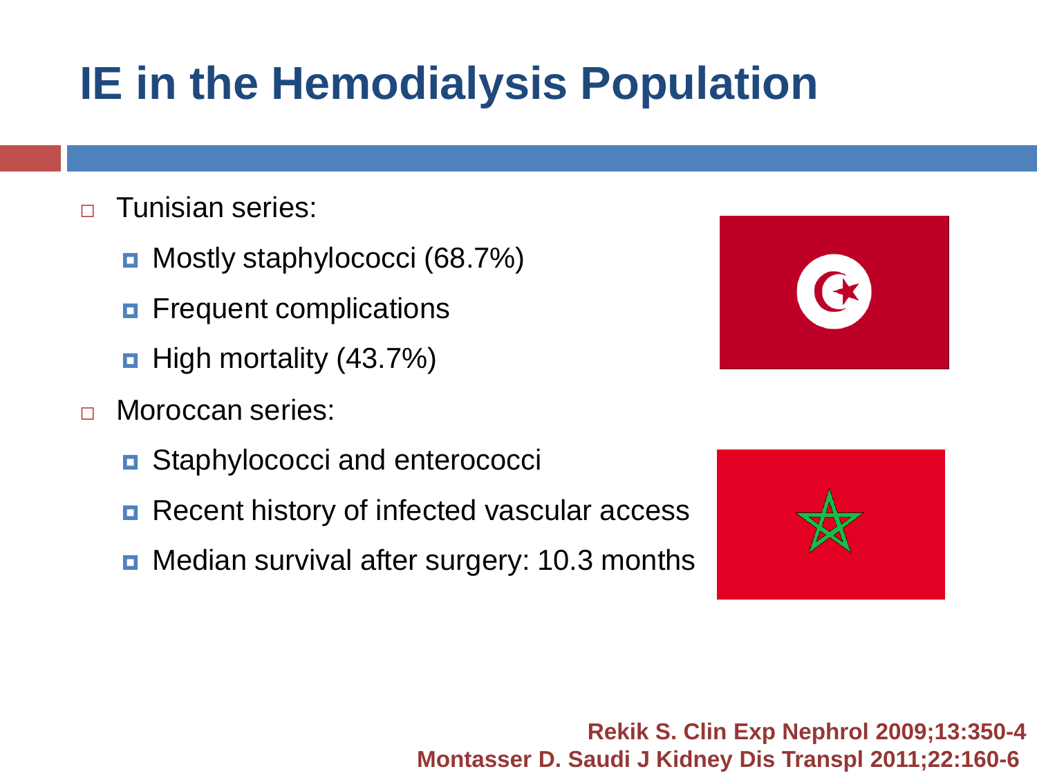# IE in the Hemodialysis Population

- Tunisian series:
  - Mostly staphylococci (68.7%)
  - Frequent complications
  - High mortality (43.7%)
- Moroccan series:
  - Staphylococci and enterococci
  - Recent history of infected vascular access
  - Median survival after surgery: 10.3 months

**Rekik S. Clin Exp Nephrol 2009;13:350-4**
**Montasser D. Saudi J Kidney Dis Transpl 2011;22:160-6**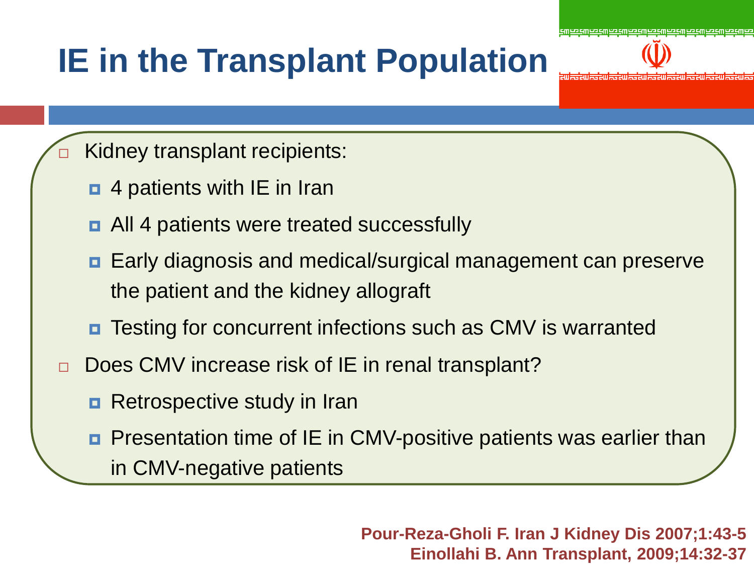# IE in the Transplant Population

- Kidney transplant recipients:
  - 4 patients with IE in Iran
  - All 4 patients were treated successfully
  - Early diagnosis and medical/surgical management can preserve the patient and the kidney allograft
  - Testing for concurrent infections such as CMV is warranted
- Does CMV increase risk of IE in renal transplant?
  - Retrospective study in Iran
  - Presentation time of IE in CMV-positive patients was earlier than in CMV-negative patients

**Pour-Reza-Gholi F. Iran J Kidney Dis 2007;1:43-5**
**Einollahi B. Ann Transplant, 2009;14:32-37**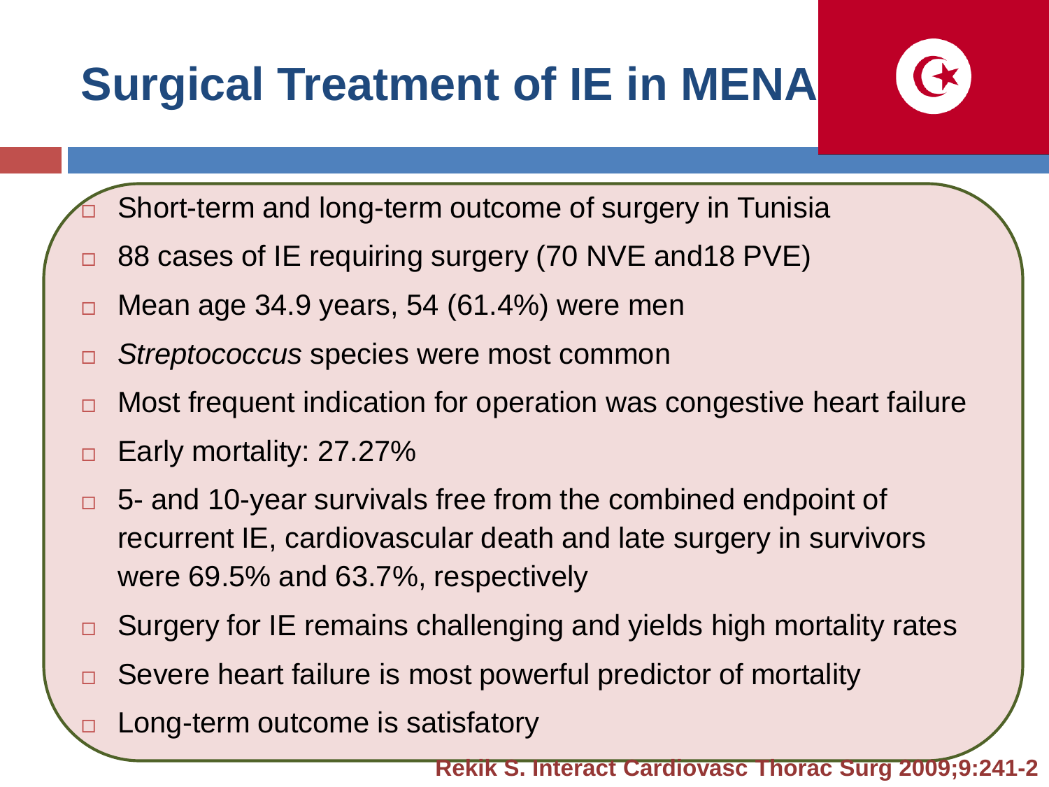# Surgical Treatment of IE in MENA

- Short-term and long-term outcome of surgery in Tunisia
- 88 cases of IE requiring surgery (70 NVE and18 PVE)
- Mean age 34.9 years, 54 (61.4%) were men
- *Streptococcus* species were most common
- Most frequent indication for operation was congestive heart failure
- Early mortality: 27.27%
- 5- and 10-year survivals free from the combined endpoint of recurrent IE, cardiovascular death and late surgery in survivors were 69.5% and 63.7%, respectively
- Surgery for IE remains challenging and yields high mortality rates
- Severe heart failure is most powerful predictor of mortality
- Long-term outcome is satisfatory

**Rekik S. Interact Cardiovasc Thorac Surg 2009;9:241-2**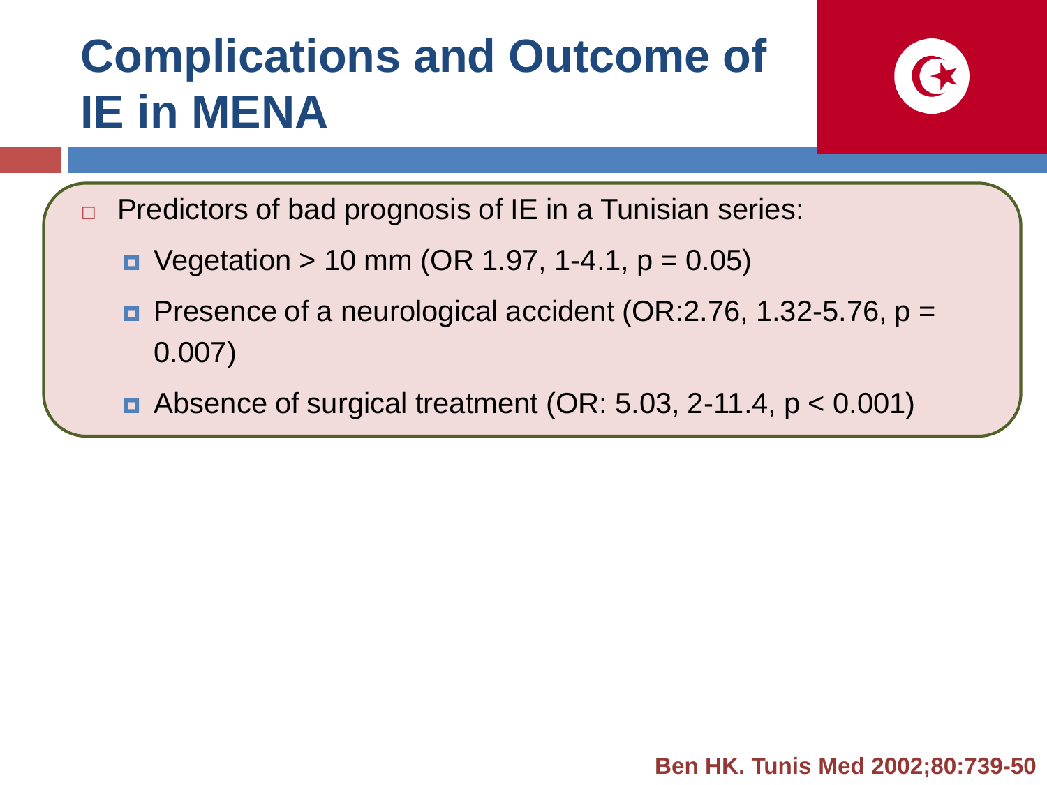# Complications and Outcome of IE in MENA

- Predictors of bad prognosis of IE in a Tunisian series:
  - Vegetation > 10 mm (OR 1.97, 1-4.1, $p = 0.05$)
  - Presence of a neurological accident (OR:2.76, 1.32-5.76, $p = 0.007$)
  - Absence of surgical treatment (OR: 5.03, 2-11.4, $p < 0.001$)

**Ben HK. Tunis Med 2002;80:739-50**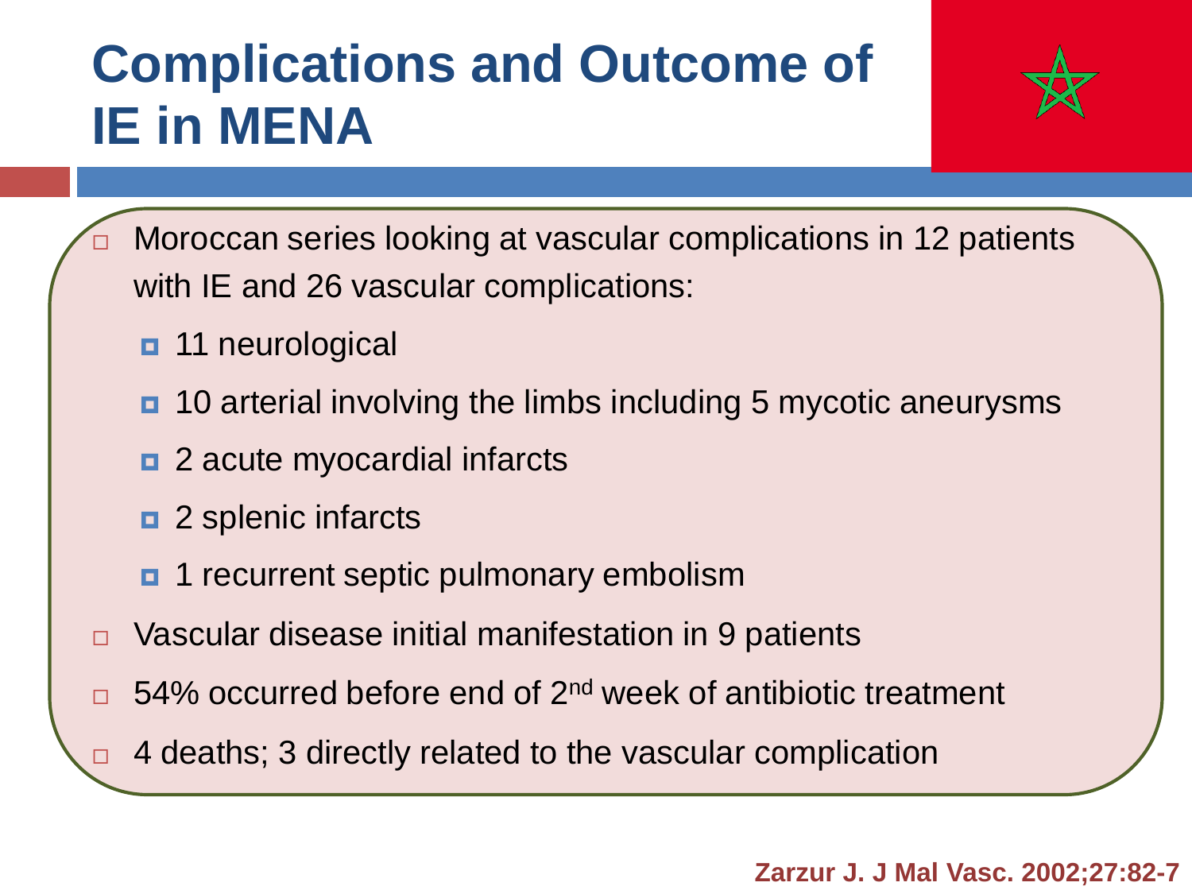# Complications and Outcome of IE in MENA

- Moroccan series looking at vascular complications in 12 patients with IE and 26 vascular complications:
  - 11 neurological
  - 10 arterial involving the limbs including 5 mycotic aneurysms
  - 2 acute myocardial infarcts
  - 2 splenic infarcts
  - 1 recurrent septic pulmonary embolism
- Vascular disease initial manifestation in 9 patients
- 54% occurred before end of 2nd week of antibiotic treatment
- 4 deaths; 3 directly related to the vascular complication

**Zarzur J. J Mal Vasc. 2002;27:82-7**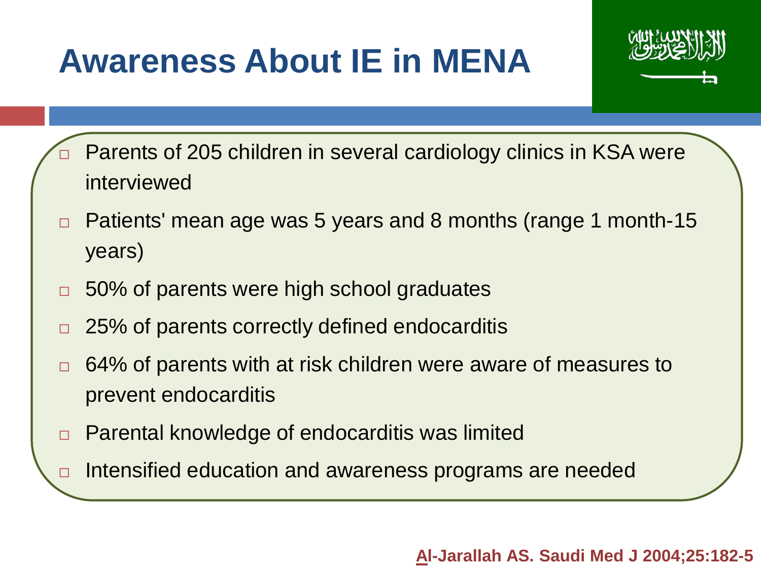# Awareness About IE in MENA

- Parents of 205 children in several cardiology clinics in KSA were interviewed
- Patients' mean age was 5 years and 8 months (range 1 month-15 years)
- 50% of parents were high school graduates
- 25% of parents correctly defined endocarditis
- 64% of parents with at risk children were aware of measures to prevent endocarditis
- Parental knowledge of endocarditis was limited
- Intensified education and awareness programs are needed

**Al-Jarallah AS. Saudi Med J 2004;25:182-5**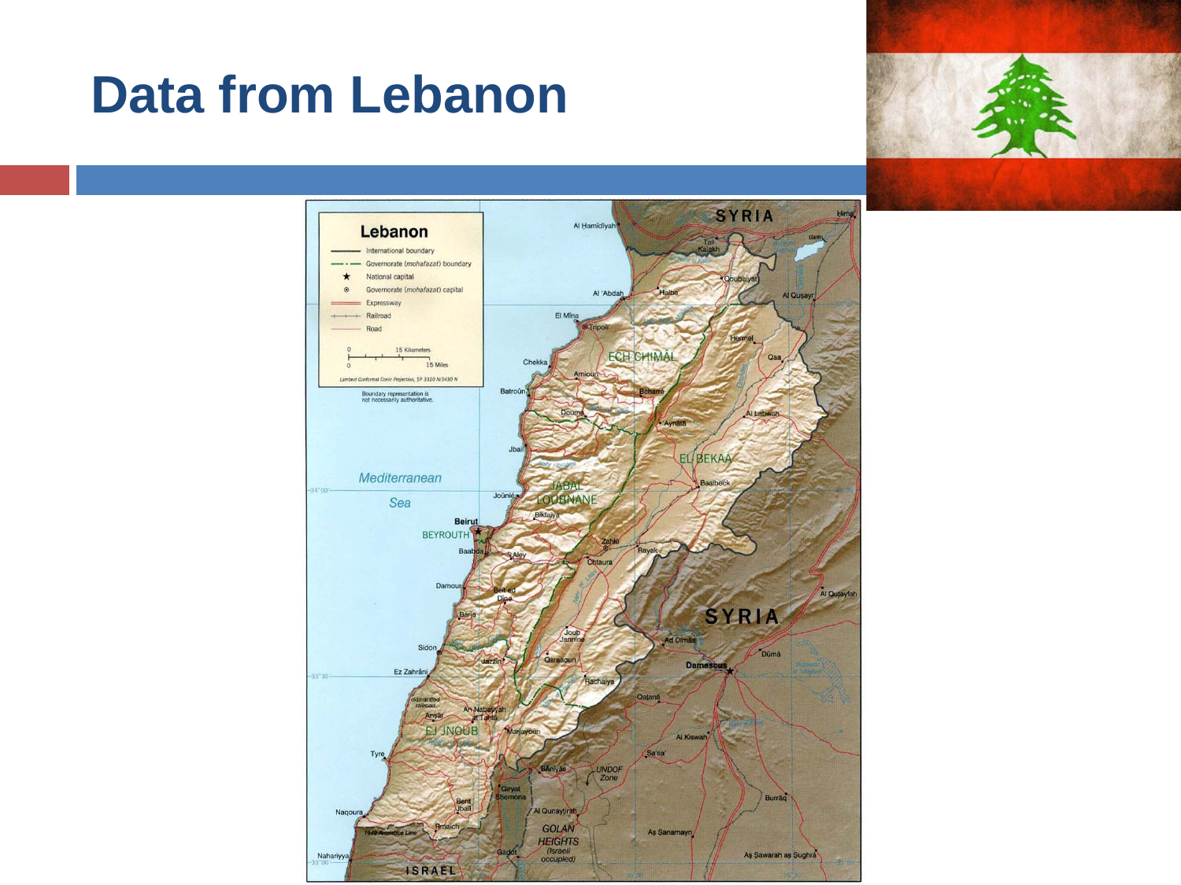# Data from Lebanon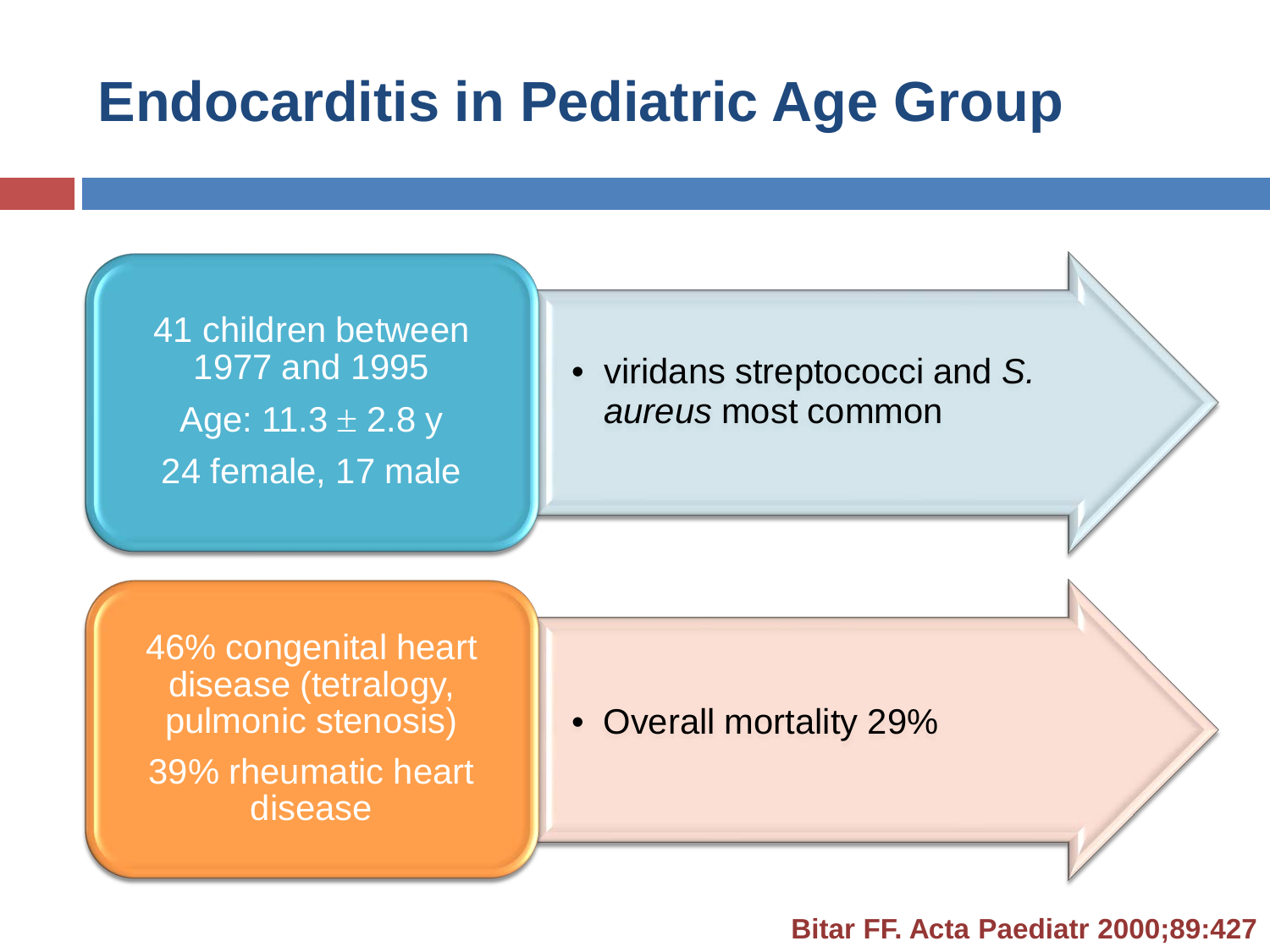# Endocarditis in Pediatric Age Group

41 children between 1977 and 1995

Age: 11.3 ± 2.8 y

24 female, 17 male

- viridans streptococci and *S. aureus* most common

46% congenital heart disease (tetralogy, pulmonic stenosis)

39% rheumatic heart disease

- Overall mortality 29%

**Bitar FF. Acta Paediatr 2000;89:427**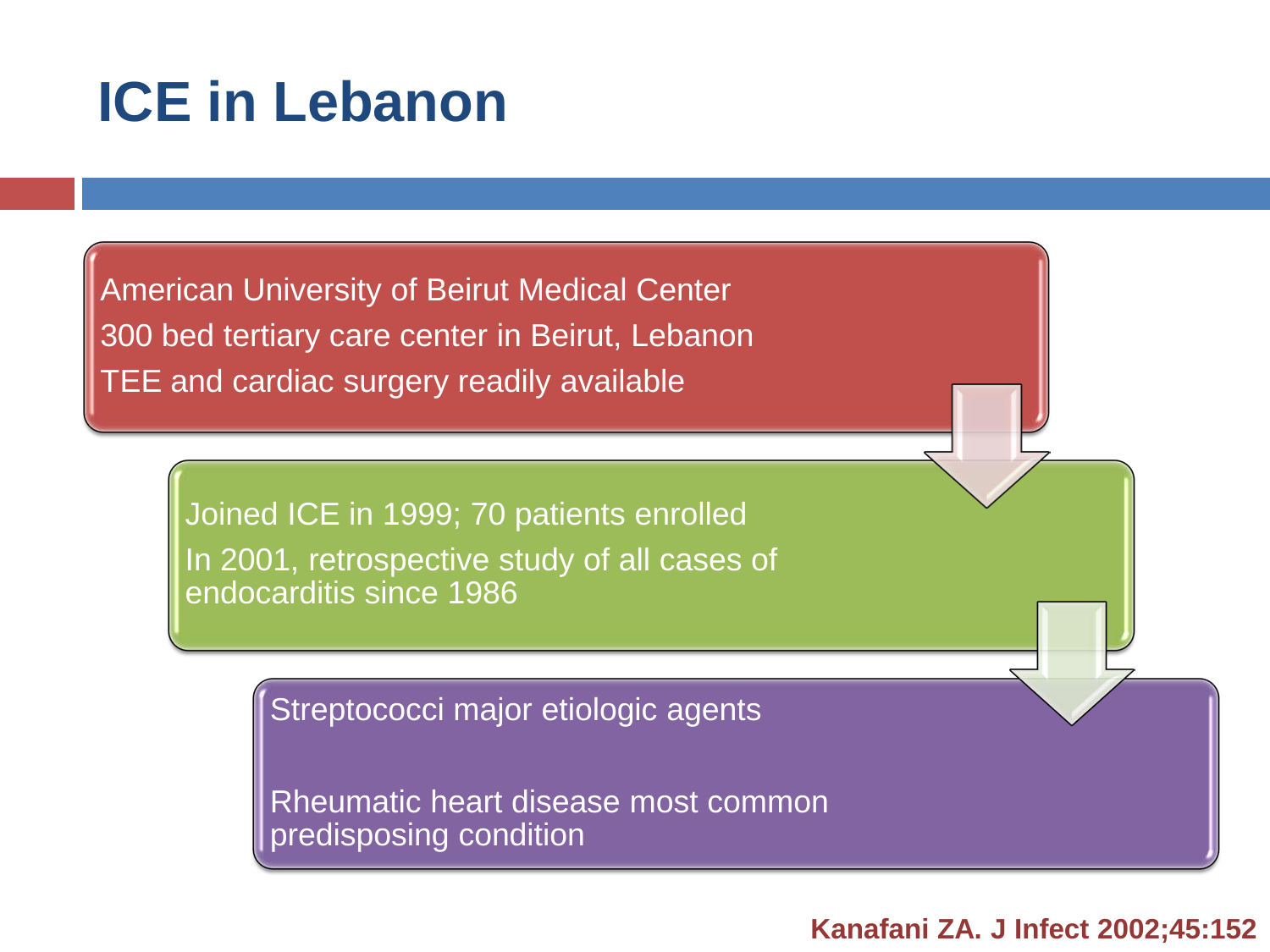# ICE in Lebanon

American University of Beirut Medical Center

300 bed tertiary care center in Beirut, Lebanon

TEE and cardiac surgery readily available

Joined ICE in 1999; 70 patients enrolled

In 2001, retrospective study of all cases of endocarditis since 1986

Streptococci major etiologic agents

Rheumatic heart disease most common predisposing condition

**Kanafani ZA. J Infect 2002;45:152**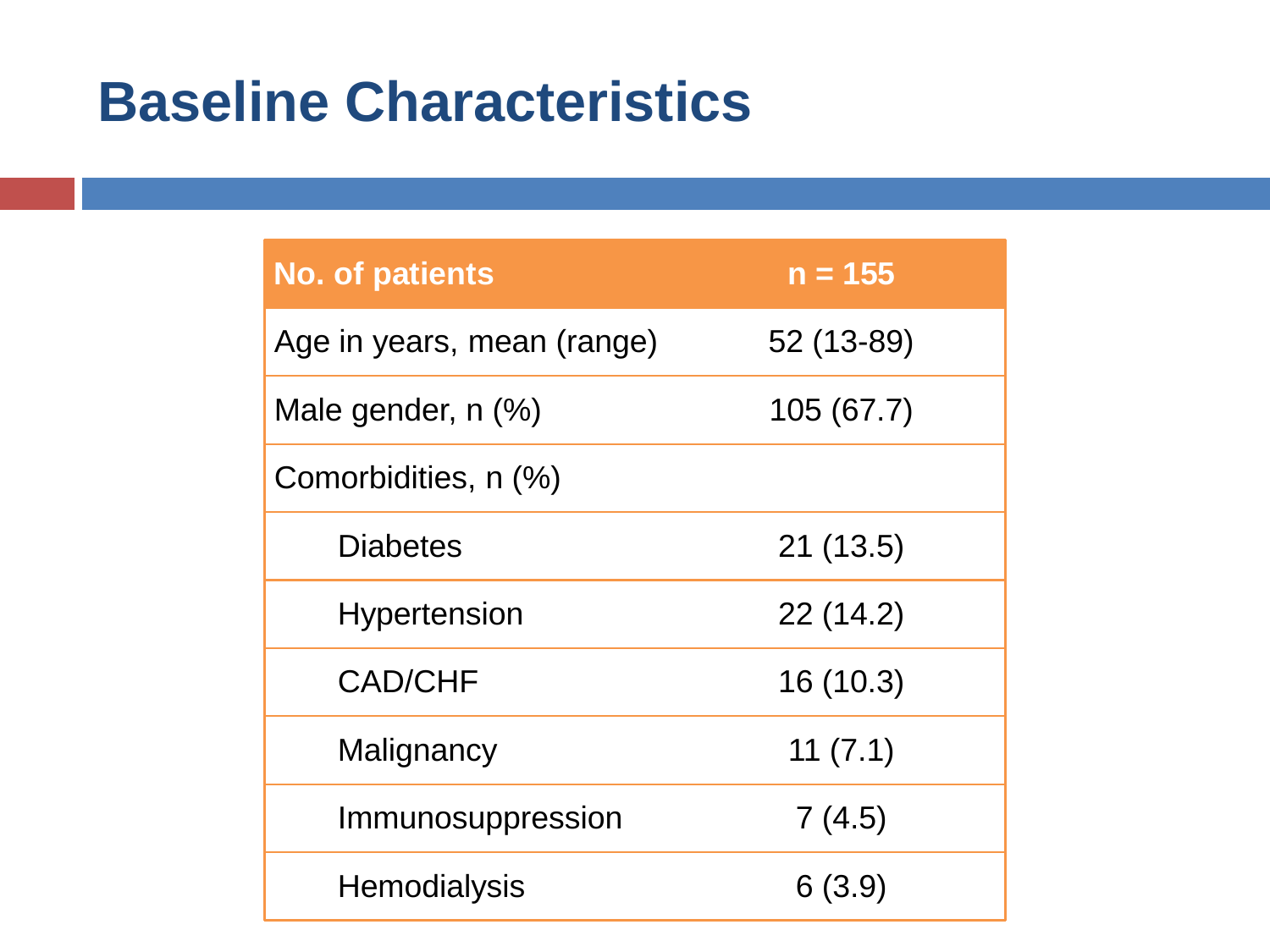# Baseline Characteristics

| No. of patients | n = 155 |
|---|---|
| Age in years, mean (range) | 52 (13-89) |
| Male gender, n (%) | 105 (67.7) |
| Comorbidities, n (%) | |
| Diabetes | 21 (13.5) |
| Hypertension | 22 (14.2) |
| CAD/CHF | 16 (10.3) |
| Malignancy | 11 (7.1) |
| Immunosuppression | 7 (4.5) |
| Hemodialysis | 6 (3.9) |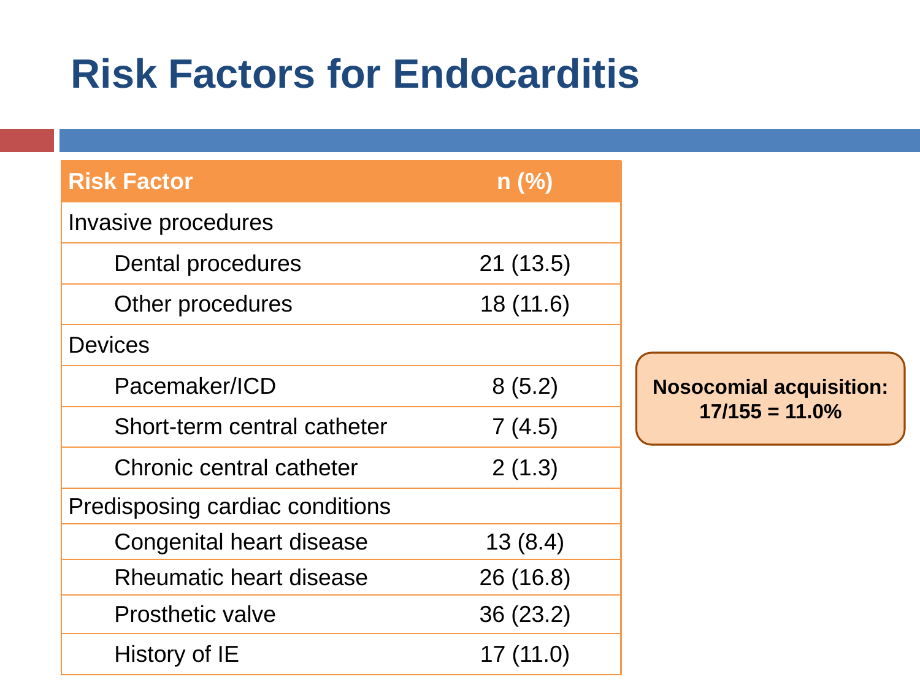# Risk Factors for Endocarditis

| Risk Factor | n (%) |
|---|---|
| Invasive procedures | |
| Dental procedures | 21 (13.5) |
| Other procedures | 18 (11.6) |
| Devices | |
| Pacemaker/ICD | 8 (5.2) |
| Short-term central catheter | 7 (4.5) |
| Chronic central catheter | 2 (1.3) |
| Predisposing cardiac conditions | |
| Congenital heart disease | 13 (8.4) |
| Rheumatic heart disease | 26 (16.8) |
| Prosthetic valve | 36 (23.2) |
| History of IE | 17 (11.0) |

**Nosocomial acquisition: 17/155 = 11.0%**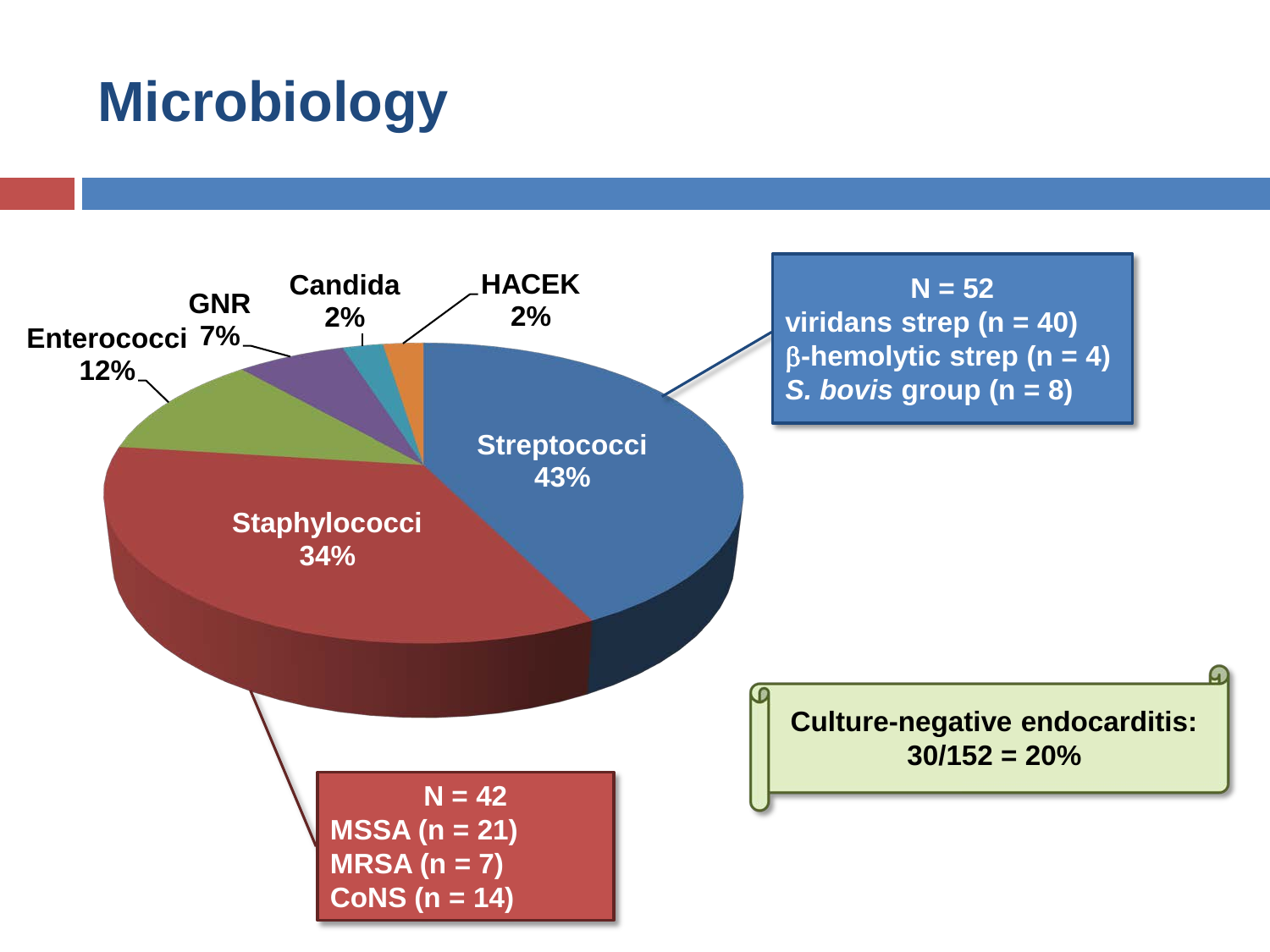# Microbiology

Enterococci 12%

GNR 7%

Candida 2%

HACEK 2%

Streptococci 43%

Staphylococci 34%

N = 52
viridans strep (n = 40)
β-hemolytic strep (n = 4)
*S. bovis* group (n = 8)

N = 42
MSSA (n = 21)
MRSA (n = 7)
CoNS (n = 14)

**Culture-negative endocarditis: 30/152 = 20%**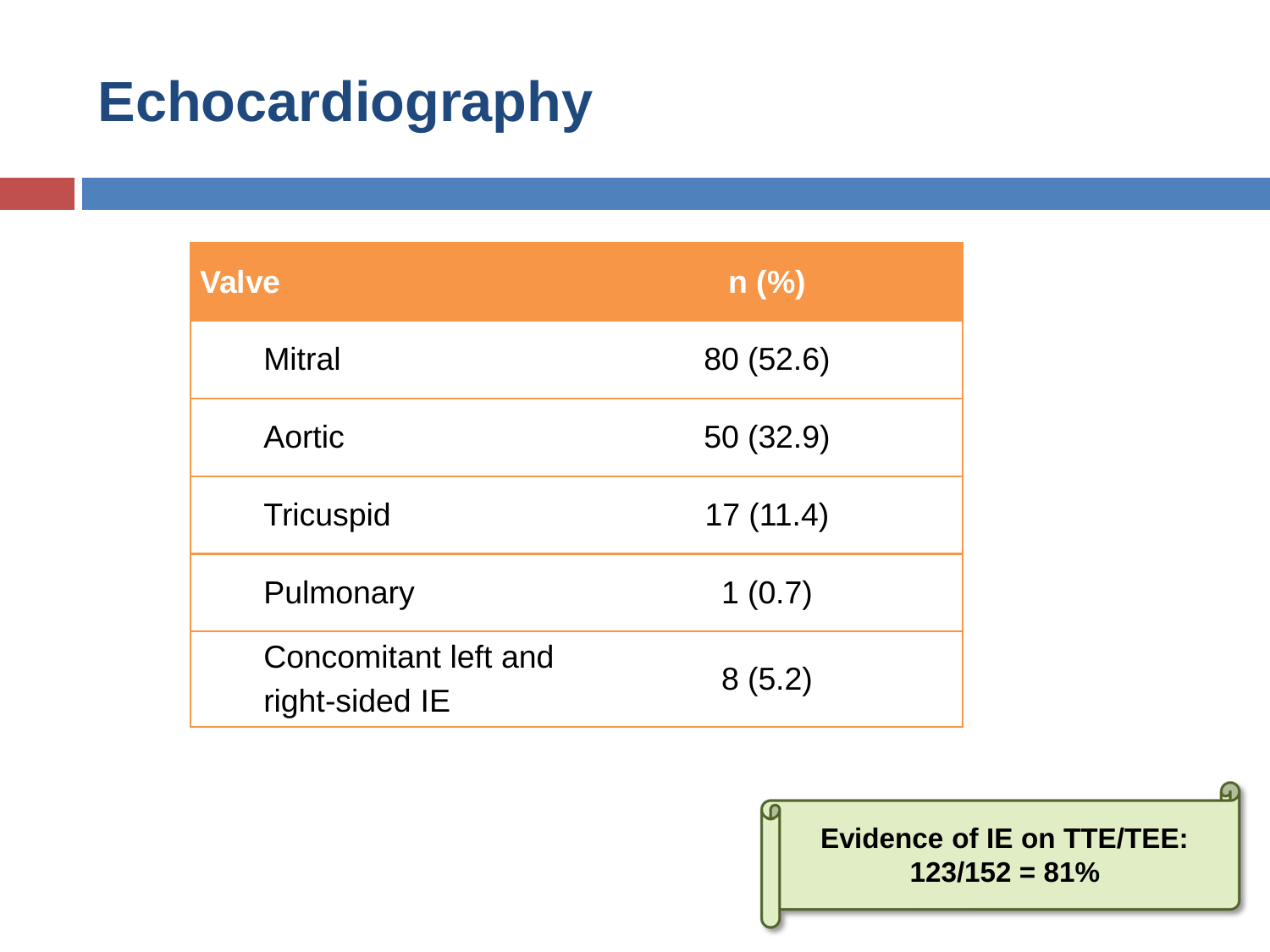# Echocardiography

| Valve | n (%) |
|---|---|
| Mitral | 80 (52.6) |
| Aortic | 50 (32.9) |
| Tricuspid | 17 (11.4) |
| Pulmonary | 1 (0.7) |
| Concomitant left and right-sided IE | 8 (5.2) |

**Evidence of IE on TTE/TEE: 123/152 = 81%**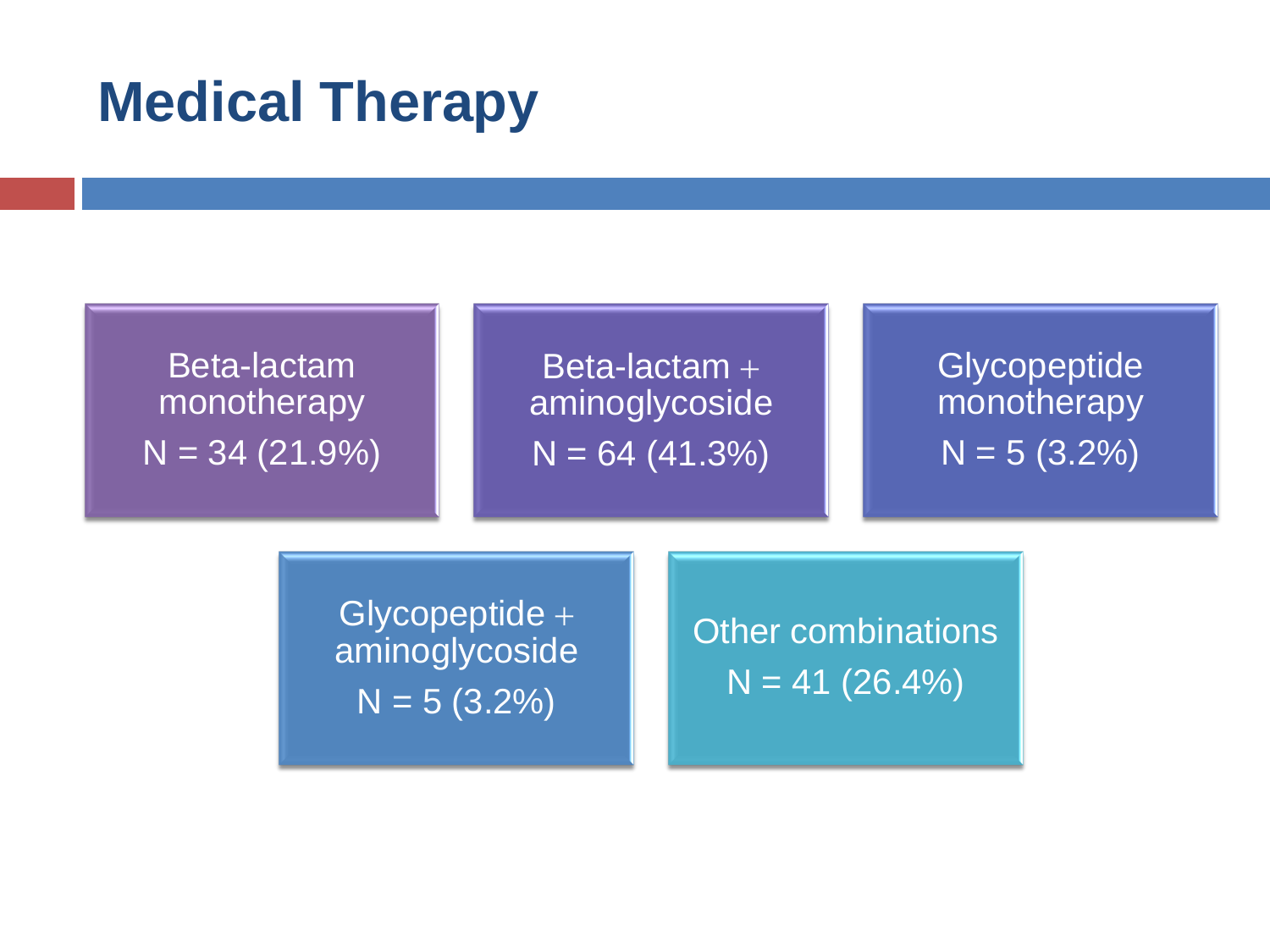# Medical Therapy

Beta-lactam monotherapy
N = 34 (21.9%)

Beta-lactam + aminoglycoside
N = 64 (41.3%)

Glycopeptide monotherapy
N = 5 (3.2%)

Glycopeptide + aminoglycoside
N = 5 (3.2%)

Other combinations
N = 41 (26.4%)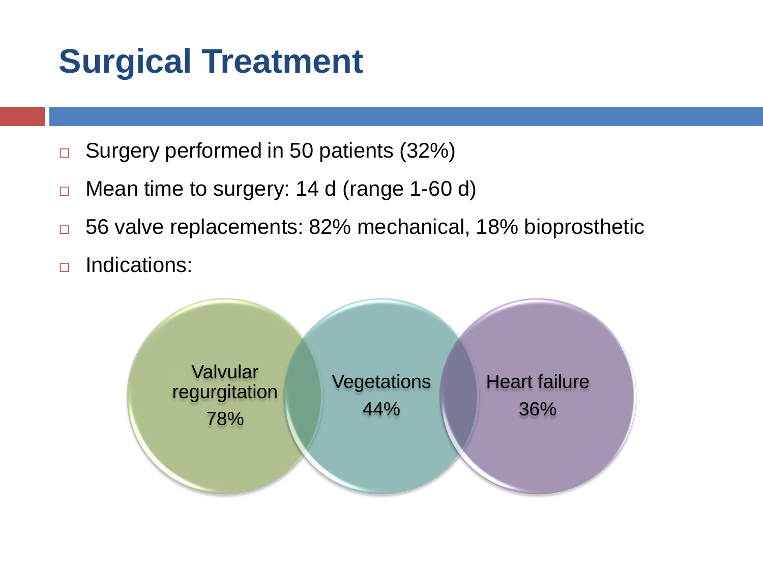# Surgical Treatment

- Surgery performed in 50 patients (32%)
- Mean time to surgery: 14 d (range 1-60 d)
- 56 valve replacements: 82% mechanical, 18% bioprosthetic
- Indications:

Valvular regurgitation 78%

Vegetations 44%

Heart failure 36%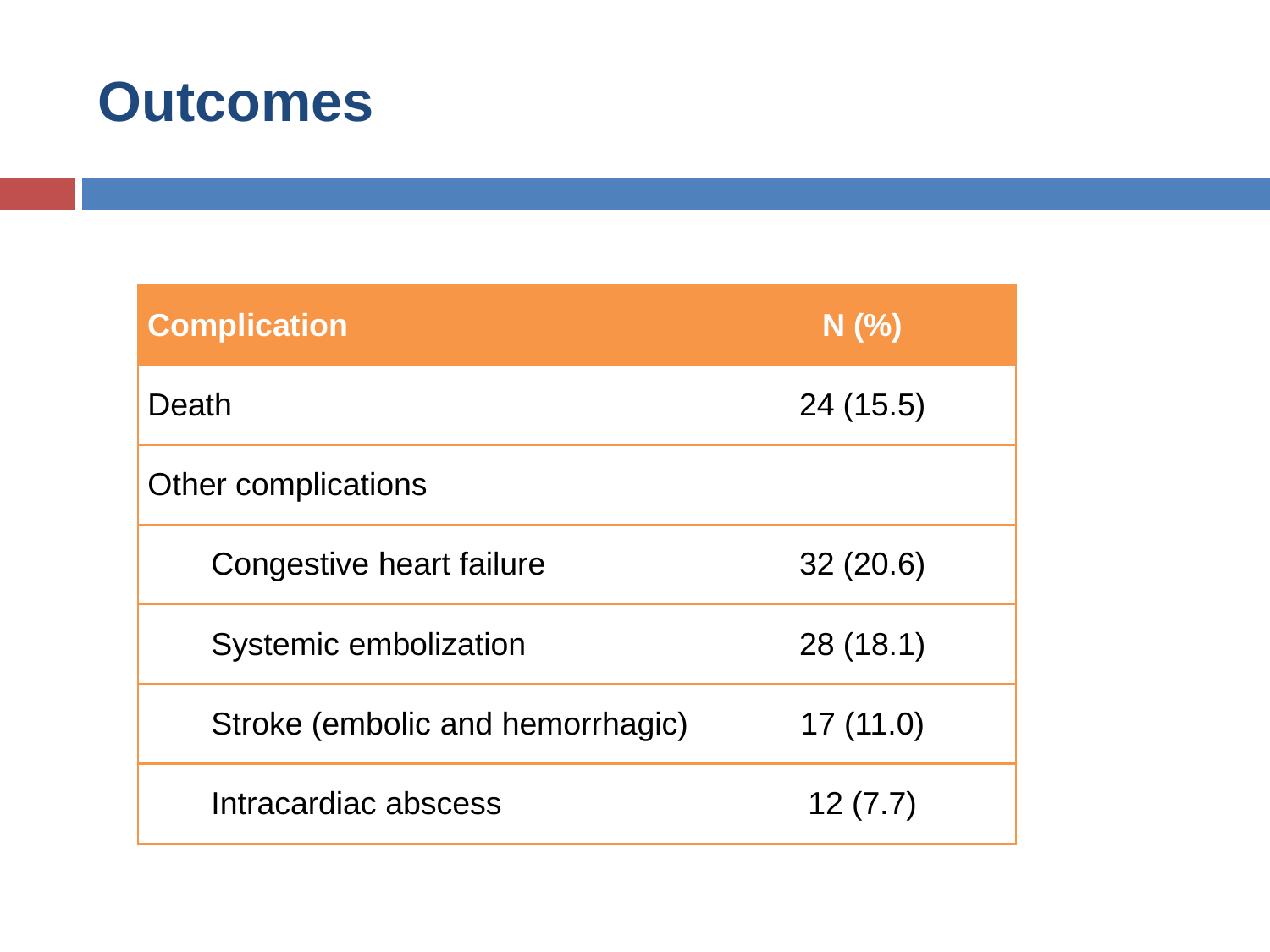# Outcomes

| Complication | N (%) |
|---|---|
| Death | 24 (15.5) |
| Other complications | |
| Congestive heart failure | 32 (20.6) |
| Systemic embolization | 28 (18.1) |
| Stroke (embolic and hemorrhagic) | 17 (11.0) |
| Intracardiac abscess | 12 (7.7) |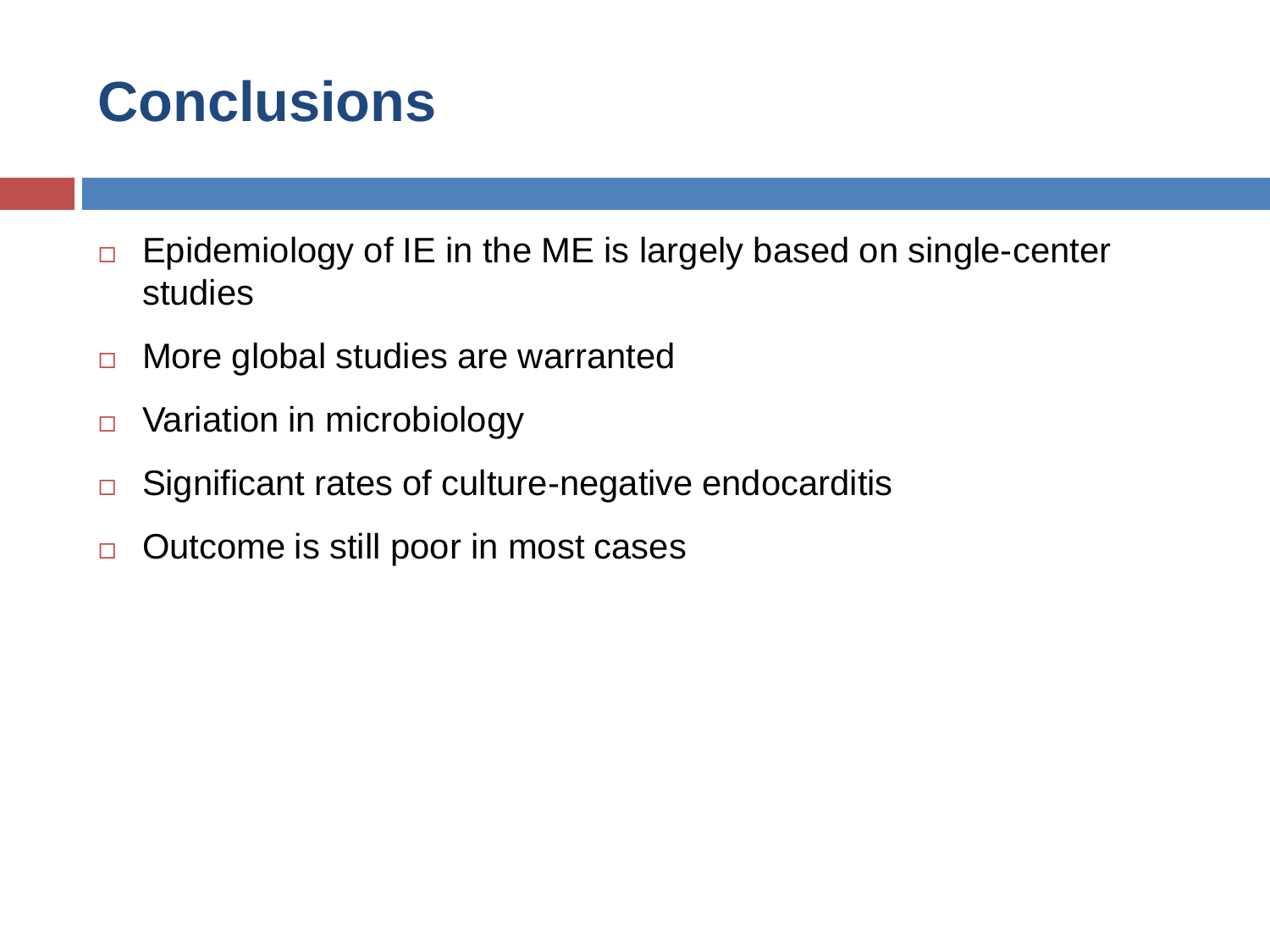# Conclusions

- Epidemiology of IE in the ME is largely based on single-center studies
- More global studies are warranted
- Variation in microbiology
- Significant rates of culture-negative endocarditis
- Outcome is still poor in most cases